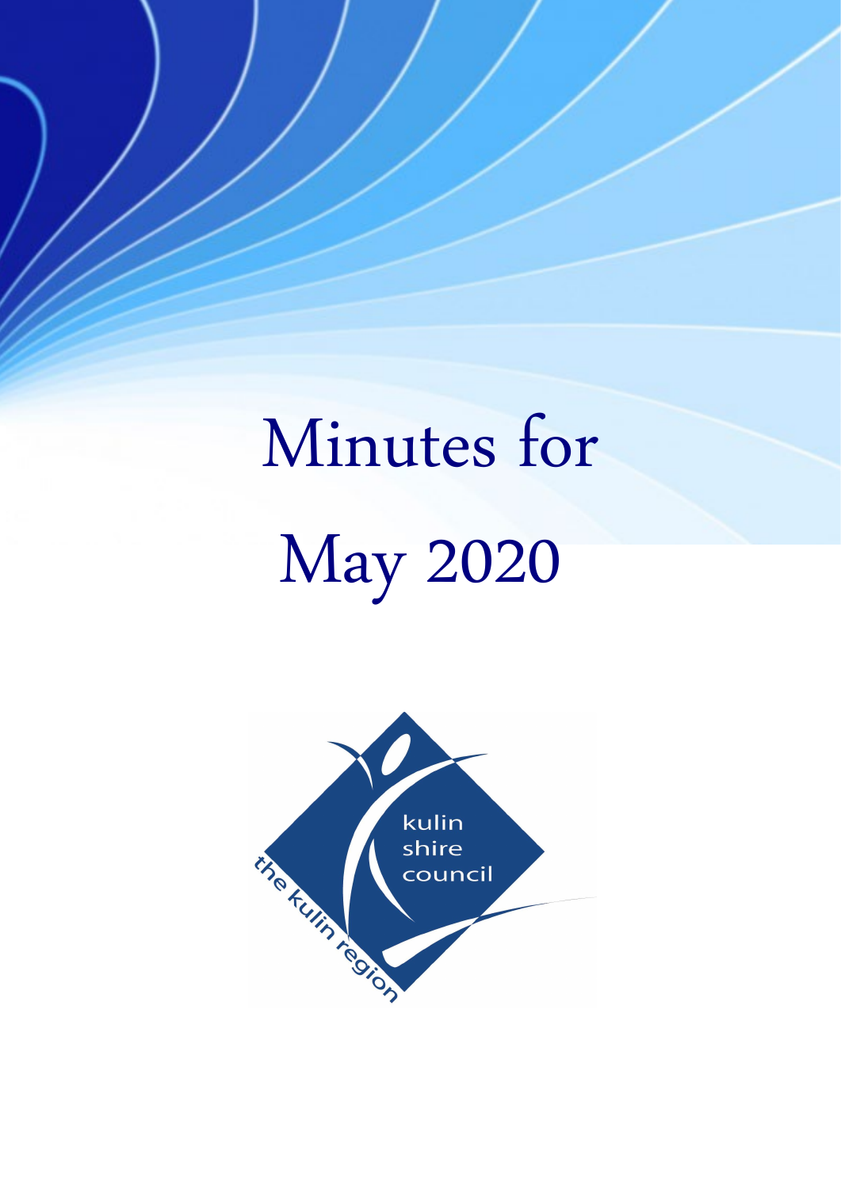# Minutes for May 2020

kulin shire council

the kulin region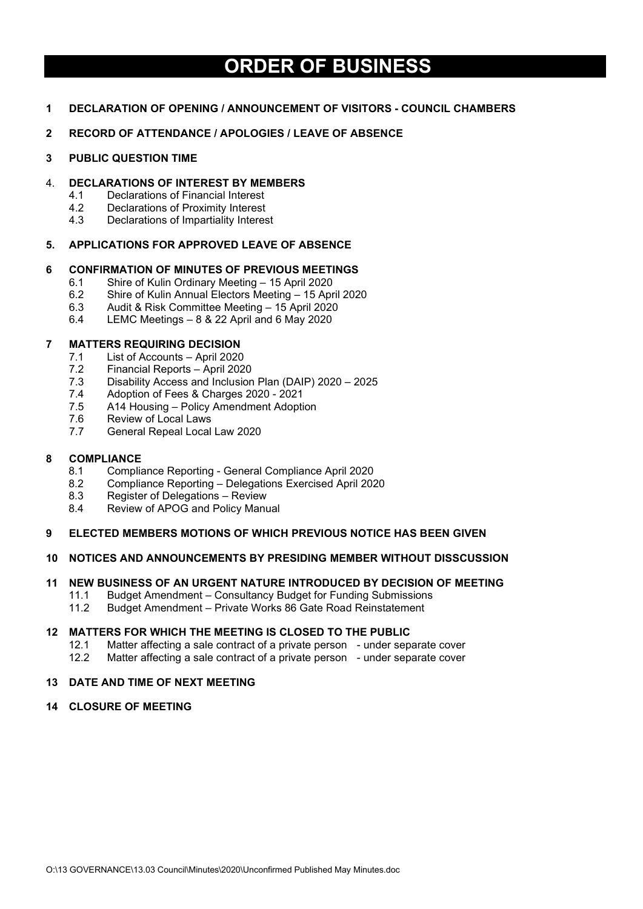# ORDER OF BUSINESS

**1 DECLARATION OF OPENING / ANNOUNCEMENT OF VISITORS - COUNCIL CHAMBERS**

**2 RECORD OF ATTENDANCE / APOLOGIES / LEAVE OF ABSENCE**

**3 PUBLIC QUESTION TIME**

**4. DECLARATIONS OF INTEREST BY MEMBERS**

- 4.1 Declarations of Financial Interest
- 4.2 Declarations of Proximity Interest
- 4.3 Declarations of Impartiality Interest

**5. APPLICATIONS FOR APPROVED LEAVE OF ABSENCE**

**6 CONFIRMATION OF MINUTES OF PREVIOUS MEETINGS**

- 6.1 Shire of Kulin Ordinary Meeting – 15 April 2020
- 6.2 Shire of Kulin Annual Electors Meeting – 15 April 2020
- 6.3 Audit & Risk Committee Meeting – 15 April 2020
- 6.4 LEMC Meetings – 8 & 22 April and 6 May 2020

**7 MATTERS REQUIRING DECISION**

- 7.1 List of Accounts – April 2020
- 7.2 Financial Reports – April 2020
- 7.3 Disability Access and Inclusion Plan (DAIP) 2020 – 2025
- 7.4 Adoption of Fees & Charges 2020 - 2021
- 7.5 A14 Housing – Policy Amendment Adoption
- 7.6 Review of Local Laws
- 7.7 General Repeal Local Law 2020

**8 COMPLIANCE**

- 8.1 Compliance Reporting - General Compliance April 2020
- 8.2 Compliance Reporting – Delegations Exercised April 2020
- 8.3 Register of Delegations – Review
- 8.4 Review of APOG and Policy Manual

**9 ELECTED MEMBERS MOTIONS OF WHICH PREVIOUS NOTICE HAS BEEN GIVEN**

**10 NOTICES AND ANNOUNCEMENTS BY PRESIDING MEMBER WITHOUT DISSCUSSION**

**11 NEW BUSINESS OF AN URGENT NATURE INTRODUCED BY DECISION OF MEETING**

- 11.1 Budget Amendment – Consultancy Budget for Funding Submissions
- 11.2 Budget Amendment – Private Works 86 Gate Road Reinstatement

**12 MATTERS FOR WHICH THE MEETING IS CLOSED TO THE PUBLIC**

- 12.1 Matter affecting a sale contract of a private person - under separate cover
- 12.2 Matter affecting a sale contract of a private person - under separate cover

**13 DATE AND TIME OF NEXT MEETING**

**14 CLOSURE OF MEETING**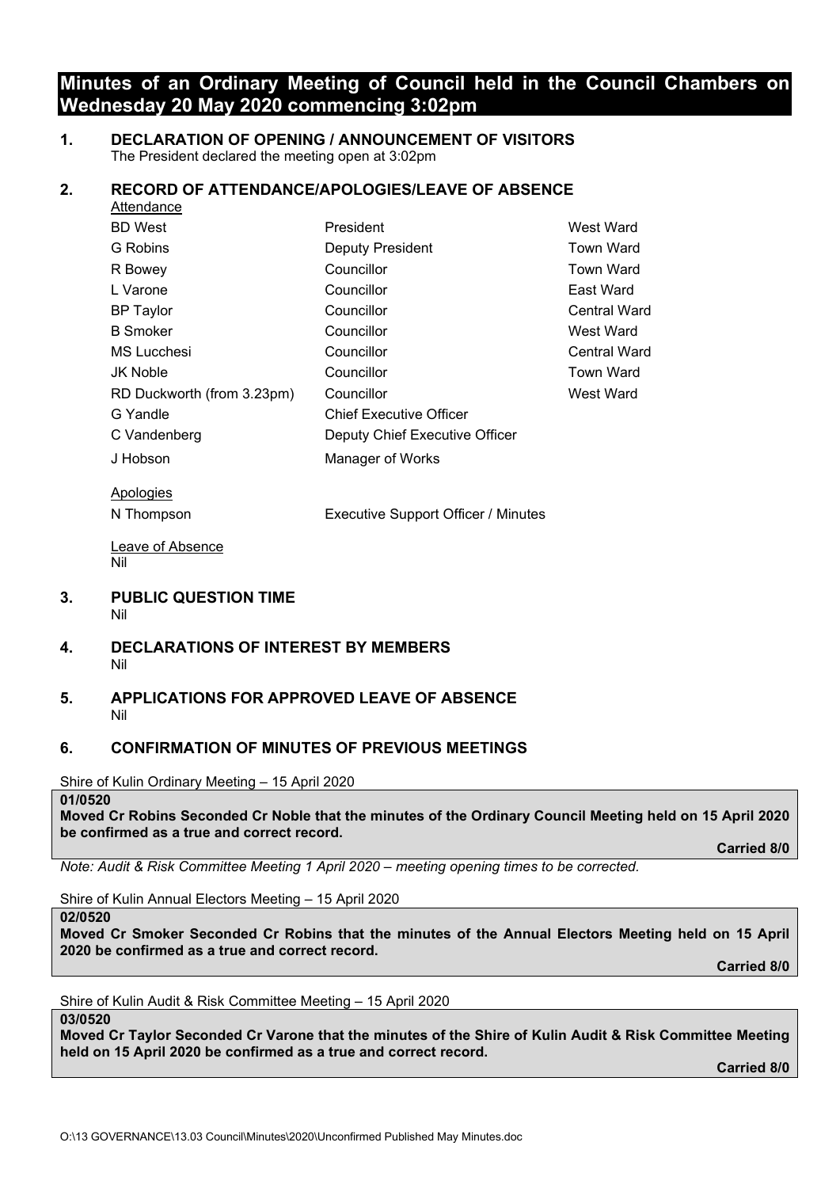# Minutes of an Ordinary Meeting of Council held in the Council Chambers on Wednesday 20 May 2020 commencing 3:02pm

## 1. DECLARATION OF OPENING / ANNOUNCEMENT OF VISITORS

The President declared the meeting open at 3:02pm

## 2. RECORD OF ATTENDANCE/APOLOGIES/LEAVE OF ABSENCE

Attendance

| | | |
|---|---|---|
| BD West | President | West Ward |
| G Robins | Deputy President | Town Ward |
| R Bowey | Councillor | Town Ward |
| L Varone | Councillor | East Ward |
| BP Taylor | Councillor | Central Ward |
| B Smoker | Councillor | West Ward |
| MS Lucchesi | Councillor | Central Ward |
| JK Noble | Councillor | Town Ward |
| RD Duckworth (from 3.23pm) | Councillor | West Ward |
| G Yandle | Chief Executive Officer | |
| C Vandenberg | Deputy Chief Executive Officer | |
| J Hobson | Manager of Works | |

Apologies

N Thompson — Executive Support Officer / Minutes

Leave of Absence

Nil

## 3. PUBLIC QUESTION TIME

Nil

## 4. DECLARATIONS OF INTEREST BY MEMBERS

Nil

## 5. APPLICATIONS FOR APPROVED LEAVE OF ABSENCE

Nil

## 6. CONFIRMATION OF MINUTES OF PREVIOUS MEETINGS

Shire of Kulin Ordinary Meeting – 15 April 2020

**01/0520**

**Moved Cr Robins Seconded Cr Noble that the minutes of the Ordinary Council Meeting held on 15 April 2020 be confirmed as a true and correct record.**

**Carried 8/0**

*Note: Audit & Risk Committee Meeting 1 April 2020 – meeting opening times to be corrected.*

Shire of Kulin Annual Electors Meeting – 15 April 2020

**02/0520**

**Moved Cr Smoker Seconded Cr Robins that the minutes of the Annual Electors Meeting held on 15 April 2020 be confirmed as a true and correct record.**

**Carried 8/0**

Shire of Kulin Audit & Risk Committee Meeting – 15 April 2020

**03/0520**

**Moved Cr Taylor Seconded Cr Varone that the minutes of the Shire of Kulin Audit & Risk Committee Meeting held on 15 April 2020 be confirmed as a true and correct record.**

**Carried 8/0**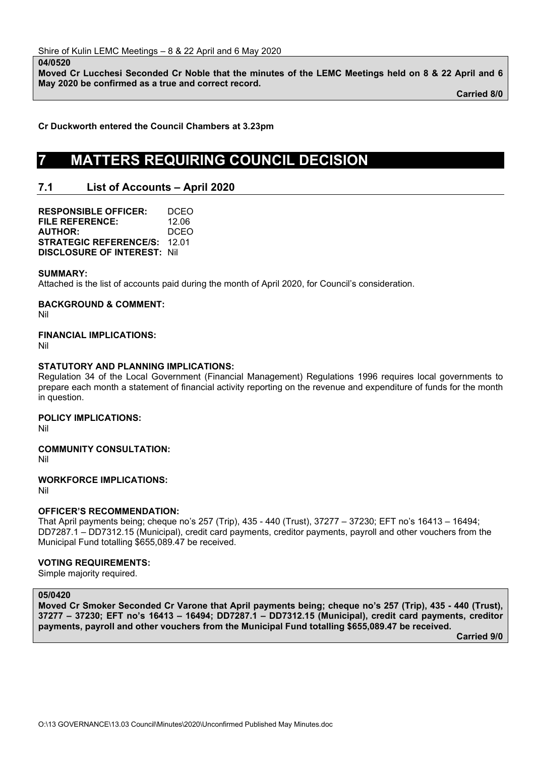Shire of Kulin LEMC Meetings – 8 & 22 April and 6 May 2020

**04/0520**
**Moved Cr Lucchesi Seconded Cr Noble that the minutes of the LEMC Meetings held on 8 & 22 April and 6 May 2020 be confirmed as a true and correct record.**
**Carried 8/0**

**Cr Duckworth entered the Council Chambers at 3.23pm**

# 7 MATTERS REQUIRING COUNCIL DECISION

## 7.1 List of Accounts – April 2020

**RESPONSIBLE OFFICER:** DCEO
**FILE REFERENCE:** 12.06
**AUTHOR:** DCEO
**STRATEGIC REFERENCE/S:** 12.01
**DISCLOSURE OF INTEREST:** Nil

**SUMMARY:**
Attached is the list of accounts paid during the month of April 2020, for Council's consideration.

**BACKGROUND & COMMENT:**
Nil

**FINANCIAL IMPLICATIONS:**
Nil

**STATUTORY AND PLANNING IMPLICATIONS:**
Regulation 34 of the Local Government (Financial Management) Regulations 1996 requires local governments to prepare each month a statement of financial activity reporting on the revenue and expenditure of funds for the month in question.

**POLICY IMPLICATIONS:**
Nil

**COMMUNITY CONSULTATION:**
Nil

**WORKFORCE IMPLICATIONS:**
Nil

**OFFICER'S RECOMMENDATION:**
That April payments being; cheque no's 257 (Trip), 435 - 440 (Trust), 37277 – 37230; EFT no's 16413 – 16494; DD7287.1 – DD7312.15 (Municipal), credit card payments, creditor payments, payroll and other vouchers from the Municipal Fund totalling $655,089.47 be received.

**VOTING REQUIREMENTS:**
Simple majority required.

**05/0420**
**Moved Cr Smoker Seconded Cr Varone that April payments being; cheque no's 257 (Trip), 435 - 440 (Trust), 37277 – 37230; EFT no's 16413 – 16494; DD7287.1 – DD7312.15 (Municipal), credit card payments, creditor payments, payroll and other vouchers from the Municipal Fund totalling $655,089.47 be received.**
**Carried 9/0**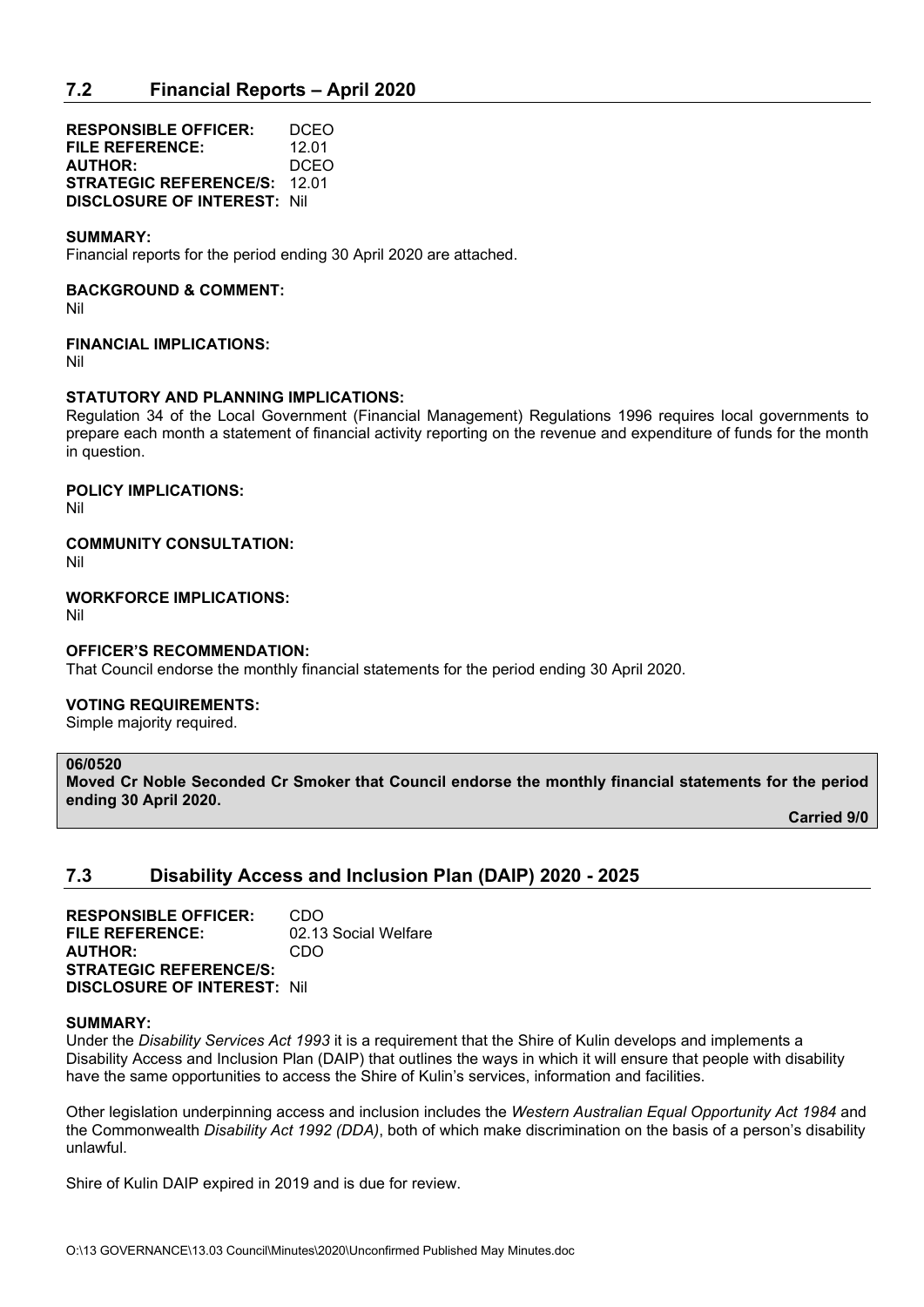## 7.2 Financial Reports – April 2020

**RESPONSIBLE OFFICER:** DCEO
**FILE REFERENCE:** 12.01
**AUTHOR:** DCEO
**STRATEGIC REFERENCE/S:** 12.01
**DISCLOSURE OF INTEREST:** Nil

**SUMMARY:**
Financial reports for the period ending 30 April 2020 are attached.

**BACKGROUND & COMMENT:**
Nil

**FINANCIAL IMPLICATIONS:**
Nil

**STATUTORY AND PLANNING IMPLICATIONS:**
Regulation 34 of the Local Government (Financial Management) Regulations 1996 requires local governments to prepare each month a statement of financial activity reporting on the revenue and expenditure of funds for the month in question.

**POLICY IMPLICATIONS:**
Nil

**COMMUNITY CONSULTATION:**
Nil

**WORKFORCE IMPLICATIONS:**
Nil

**OFFICER'S RECOMMENDATION:**
That Council endorse the monthly financial statements for the period ending 30 April 2020.

**VOTING REQUIREMENTS:**
Simple majority required.

**06/0520**
**Moved Cr Noble Seconded Cr Smoker that Council endorse the monthly financial statements for the period ending 30 April 2020.**

**Carried 9/0**

## 7.3 Disability Access and Inclusion Plan (DAIP) 2020 - 2025

**RESPONSIBLE OFFICER:** CDO
**FILE REFERENCE:** 02.13 Social Welfare
**AUTHOR:** CDO
**STRATEGIC REFERENCE/S:**
**DISCLOSURE OF INTEREST:** Nil

**SUMMARY:**
Under the *Disability Services Act 1993* it is a requirement that the Shire of Kulin develops and implements a Disability Access and Inclusion Plan (DAIP) that outlines the ways in which it will ensure that people with disability have the same opportunities to access the Shire of Kulin's services, information and facilities.

Other legislation underpinning access and inclusion includes the *Western Australian Equal Opportunity Act 1984* and the Commonwealth *Disability Act 1992 (DDA)*, both of which make discrimination on the basis of a person's disability unlawful.

Shire of Kulin DAIP expired in 2019 and is due for review.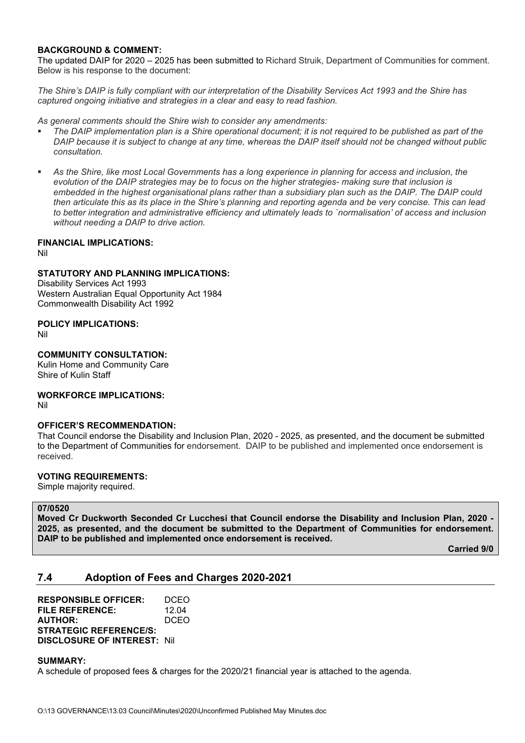**BACKGROUND & COMMENT:**
The updated DAIP for 2020 – 2025 has been submitted to Richard Struik, Department of Communities for comment. Below is his response to the document:

*The Shire's DAIP is fully compliant with our interpretation of the Disability Services Act 1993 and the Shire has captured ongoing initiative and strategies in a clear and easy to read fashion.*

*As general comments should the Shire wish to consider any amendments:*

- *The DAIP implementation plan is a Shire operational document; it is not required to be published as part of the DAIP because it is subject to change at any time, whereas the DAIP itself should not be changed without public consultation.*

- *As the Shire, like most Local Governments has a long experience in planning for access and inclusion, the evolution of the DAIP strategies may be to focus on the higher strategies- making sure that inclusion is embedded in the highest organisational plans rather than a subsidiary plan such as the DAIP. The DAIP could then articulate this as its place in the Shire's planning and reporting agenda and be very concise. This can lead to better integration and administrative efficiency and ultimately leads to `normalisation' of access and inclusion without needing a DAIP to drive action.*

**FINANCIAL IMPLICATIONS:**
Nil

**STATUTORY AND PLANNING IMPLICATIONS:**
Disability Services Act 1993
Western Australian Equal Opportunity Act 1984
Commonwealth Disability Act 1992

**POLICY IMPLICATIONS:**
Nil

**COMMUNITY CONSULTATION:**
Kulin Home and Community Care
Shire of Kulin Staff

**WORKFORCE IMPLICATIONS:**
Nil

**OFFICER'S RECOMMENDATION:**
That Council endorse the Disability and Inclusion Plan, 2020 - 2025, as presented, and the document be submitted to the Department of Communities for endorsement. DAIP to be published and implemented once endorsement is received.

**VOTING REQUIREMENTS:**
Simple majority required.

**07/0520**
**Moved Cr Duckworth Seconded Cr Lucchesi that Council endorse the Disability and Inclusion Plan, 2020 - 2025, as presented, and the document be submitted to the Department of Communities for endorsement. DAIP to be published and implemented once endorsement is received.**

**Carried 9/0**

## 7.4 Adoption of Fees and Charges 2020-2021

**RESPONSIBLE OFFICER:** DCEO
**FILE REFERENCE:** 12.04
**AUTHOR:** DCEO
**STRATEGIC REFERENCE/S:**
**DISCLOSURE OF INTEREST:** Nil

**SUMMARY:**
A schedule of proposed fees & charges for the 2020/21 financial year is attached to the agenda.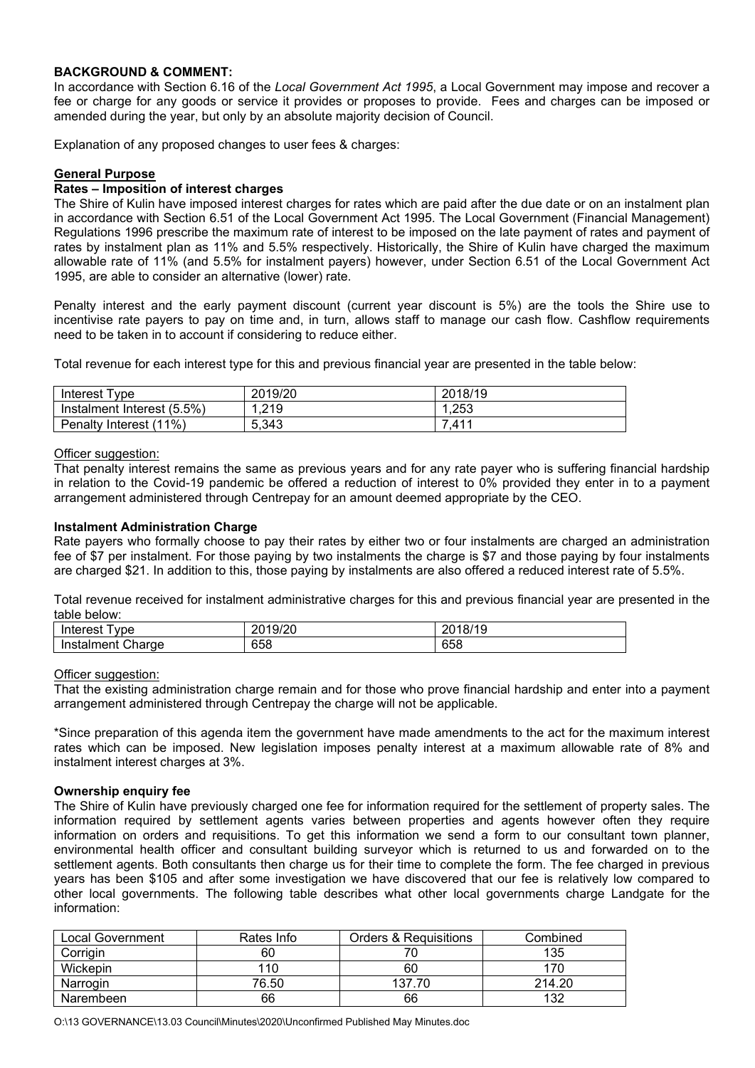**BACKGROUND & COMMENT:**
In accordance with Section 6.16 of the *Local Government Act 1995*, a Local Government may impose and recover a fee or charge for any goods or service it provides or proposes to provide. Fees and charges can be imposed or amended during the year, but only by an absolute majority decision of Council.

Explanation of any proposed changes to user fees & charges:

**General Purpose**

**Rates – Imposition of interest charges**

The Shire of Kulin have imposed interest charges for rates which are paid after the due date or on an instalment plan in accordance with Section 6.51 of the Local Government Act 1995. The Local Government (Financial Management) Regulations 1996 prescribe the maximum rate of interest to be imposed on the late payment of rates and payment of rates by instalment plan as 11% and 5.5% respectively. Historically, the Shire of Kulin have charged the maximum allowable rate of 11% (and 5.5% for instalment payers) however, under Section 6.51 of the Local Government Act 1995, are able to consider an alternative (lower) rate.

Penalty interest and the early payment discount (current year discount is 5%) are the tools the Shire use to incentivise rate payers to pay on time and, in turn, allows staff to manage our cash flow. Cashflow requirements need to be taken in to account if considering to reduce either.

Total revenue for each interest type for this and previous financial year are presented in the table below:

| Interest Type | 2019/20 | 2018/19 |
|---|---|---|
| Instalment Interest (5.5%) | 1,219 | 1,253 |
| Penalty Interest (11%) | 5,343 | 7,411 |

Officer suggestion:

That penalty interest remains the same as previous years and for any rate payer who is suffering financial hardship in relation to the Covid-19 pandemic be offered a reduction of interest to 0% provided they enter in to a payment arrangement administered through Centrepay for an amount deemed appropriate by the CEO.

**Instalment Administration Charge**

Rate payers who formally choose to pay their rates by either two or four instalments are charged an administration fee of $7 per instalment. For those paying by two instalments the charge is $7 and those paying by four instalments are charged $21. In addition to this, those paying by instalments are also offered a reduced interest rate of 5.5%.

Total revenue received for instalment administrative charges for this and previous financial year are presented in the table below:

| Interest Type | 2019/20 | 2018/19 |
|---|---|---|
| Instalment Charge | 658 | 658 |

Officer suggestion:

That the existing administration charge remain and for those who prove financial hardship and enter into a payment arrangement administered through Centrepay the charge will not be applicable.

*Since preparation of this agenda item the government have made amendments to the act for the maximum interest rates which can be imposed. New legislation imposes penalty interest at a maximum allowable rate of 8% and instalment interest charges at 3%.

**Ownership enquiry fee**

The Shire of Kulin have previously charged one fee for information required for the settlement of property sales. The information required by settlement agents varies between properties and agents however often they require information on orders and requisitions. To get this information we send a form to our consultant town planner, environmental health officer and consultant building surveyor which is returned to us and forwarded on to the settlement agents. Both consultants then charge us for their time to complete the form. The fee charged in previous years has been $105 and after some investigation we have discovered that our fee is relatively low compared to other local governments. The following table describes what other local governments charge Landgate for the information:

| Local Government | Rates Info | Orders & Requisitions | Combined |
|---|---|---|---|
| Corrigin | 60 | 70 | 135 |
| Wickepin | 110 | 60 | 170 |
| Narrogin | 76.50 | 137.70 | 214.20 |
| Narembeen | 66 | 66 | 132 |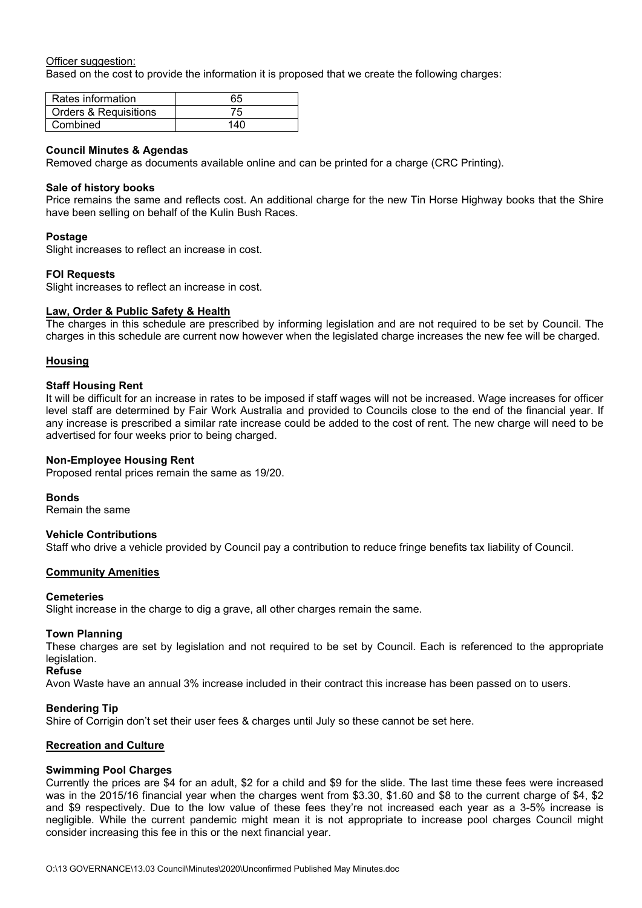Officer suggestion:

Based on the cost to provide the information it is proposed that we create the following charges:

| Rates information | 65 |
|---|---|
| Orders & Requisitions | 75 |
| Combined | 140 |

**Council Minutes & Agendas**

Removed charge as documents available online and can be printed for a charge (CRC Printing).

**Sale of history books**

Price remains the same and reflects cost. An additional charge for the new Tin Horse Highway books that the Shire have been selling on behalf of the Kulin Bush Races.

**Postage**

Slight increases to reflect an increase in cost.

**FOI Requests**

Slight increases to reflect an increase in cost.

**Law, Order & Public Safety & Health**

The charges in this schedule are prescribed by informing legislation and are not required to be set by Council. The charges in this schedule are current now however when the legislated charge increases the new fee will be charged.

**Housing**

**Staff Housing Rent**

It will be difficult for an increase in rates to be imposed if staff wages will not be increased. Wage increases for officer level staff are determined by Fair Work Australia and provided to Councils close to the end of the financial year. If any increase is prescribed a similar rate increase could be added to the cost of rent. The new charge will need to be advertised for four weeks prior to being charged.

**Non-Employee Housing Rent**

Proposed rental prices remain the same as 19/20.

**Bonds**

Remain the same

**Vehicle Contributions**

Staff who drive a vehicle provided by Council pay a contribution to reduce fringe benefits tax liability of Council.

**Community Amenities**

**Cemeteries**

Slight increase in the charge to dig a grave, all other charges remain the same.

**Town Planning**

These charges are set by legislation and not required to be set by Council. Each is referenced to the appropriate legislation.

**Refuse**

Avon Waste have an annual 3% increase included in their contract this increase has been passed on to users.

**Bendering Tip**

Shire of Corrigin don't set their user fees & charges until July so these cannot be set here.

**Recreation and Culture**

**Swimming Pool Charges**

Currently the prices are $4 for an adult, $2 for a child and $9 for the slide. The last time these fees were increased was in the 2015/16 financial year when the charges went from $3.30, $1.60 and $8 to the current charge of $4, $2 and $9 respectively. Due to the low value of these fees they're not increased each year as a 3-5% increase is negligible. While the current pandemic might mean it is not appropriate to increase pool charges Council might consider increasing this fee in this or the next financial year.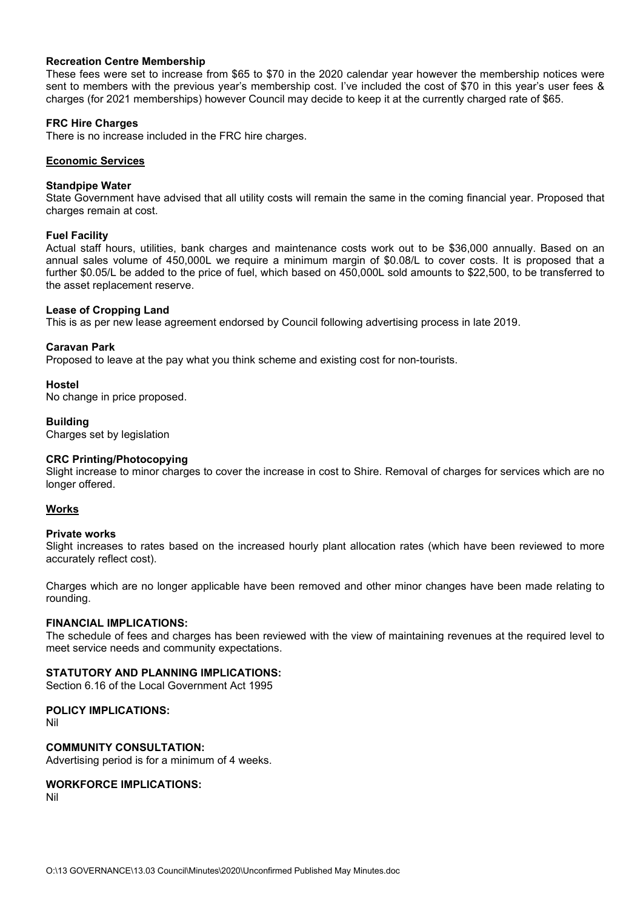**Recreation Centre Membership**
These fees were set to increase from $65 to $70 in the 2020 calendar year however the membership notices were sent to members with the previous year's membership cost. I've included the cost of $70 in this year's user fees & charges (for 2021 memberships) however Council may decide to keep it at the currently charged rate of $65.

**FRC Hire Charges**
There is no increase included in the FRC hire charges.

**Economic Services**

**Standpipe Water**
State Government have advised that all utility costs will remain the same in the coming financial year. Proposed that charges remain at cost.

**Fuel Facility**
Actual staff hours, utilities, bank charges and maintenance costs work out to be $36,000 annually. Based on an annual sales volume of 450,000L we require a minimum margin of $0.08/L to cover costs. It is proposed that a further $0.05/L be added to the price of fuel, which based on 450,000L sold amounts to $22,500, to be transferred to the asset replacement reserve.

**Lease of Cropping Land**
This is as per new lease agreement endorsed by Council following advertising process in late 2019.

**Caravan Park**
Proposed to leave at the pay what you think scheme and existing cost for non-tourists.

**Hostel**
No change in price proposed.

**Building**
Charges set by legislation

**CRC Printing/Photocopying**
Slight increase to minor charges to cover the increase in cost to Shire. Removal of charges for services which are no longer offered.

**Works**

**Private works**
Slight increases to rates based on the increased hourly plant allocation rates (which have been reviewed to more accurately reflect cost).

Charges which are no longer applicable have been removed and other minor changes have been made relating to rounding.

**FINANCIAL IMPLICATIONS:**
The schedule of fees and charges has been reviewed with the view of maintaining revenues at the required level to meet service needs and community expectations.

**STATUTORY AND PLANNING IMPLICATIONS:**
Section 6.16 of the Local Government Act 1995

**POLICY IMPLICATIONS:**
Nil

**COMMUNITY CONSULTATION:**
Advertising period is for a minimum of 4 weeks.

**WORKFORCE IMPLICATIONS:**
Nil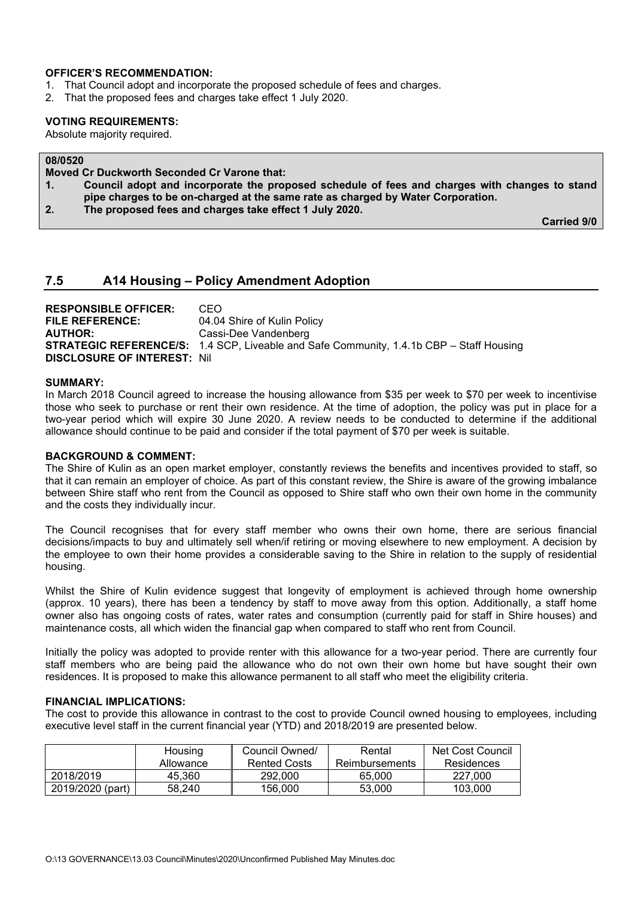**OFFICER'S RECOMMENDATION:**

1. That Council adopt and incorporate the proposed schedule of fees and charges.
2. That the proposed fees and charges take effect 1 July 2020.

**VOTING REQUIREMENTS:**

Absolute majority required.

**08/0520**

**Moved Cr Duckworth Seconded Cr Varone that:**

1. **Council adopt and incorporate the proposed schedule of fees and charges with changes to stand pipe charges to be on-charged at the same rate as charged by Water Corporation.**
2. **The proposed fees and charges take effect 1 July 2020.**

**Carried 9/0**

## 7.5 A14 Housing – Policy Amendment Adoption

**RESPONSIBLE OFFICER:** CEO
**FILE REFERENCE:** 04.04 Shire of Kulin Policy
**AUTHOR:** Cassi-Dee Vandenberg
**STRATEGIC REFERENCE/S:** 1.4 SCP, Liveable and Safe Community, 1.4.1b CBP – Staff Housing
**DISCLOSURE OF INTEREST:** Nil

**SUMMARY:**

In March 2018 Council agreed to increase the housing allowance from $35 per week to $70 per week to incentivise those who seek to purchase or rent their own residence. At the time of adoption, the policy was put in place for a two-year period which will expire 30 June 2020. A review needs to be conducted to determine if the additional allowance should continue to be paid and consider if the total payment of $70 per week is suitable.

**BACKGROUND & COMMENT:**

The Shire of Kulin as an open market employer, constantly reviews the benefits and incentives provided to staff, so that it can remain an employer of choice. As part of this constant review, the Shire is aware of the growing imbalance between Shire staff who rent from the Council as opposed to Shire staff who own their own home in the community and the costs they individually incur.

The Council recognises that for every staff member who owns their own home, there are serious financial decisions/impacts to buy and ultimately sell when/if retiring or moving elsewhere to new employment. A decision by the employee to own their home provides a considerable saving to the Shire in relation to the supply of residential housing.

Whilst the Shire of Kulin evidence suggest that longevity of employment is achieved through home ownership (approx. 10 years), there has been a tendency by staff to move away from this option. Additionally, a staff home owner also has ongoing costs of rates, water rates and consumption (currently paid for staff in Shire houses) and maintenance costs, all which widen the financial gap when compared to staff who rent from Council.

Initially the policy was adopted to provide renter with this allowance for a two-year period. There are currently four staff members who are being paid the allowance who do not own their own home but have sought their own residences. It is proposed to make this allowance permanent to all staff who meet the eligibility criteria.

**FINANCIAL IMPLICATIONS:**

The cost to provide this allowance in contrast to the cost to provide Council owned housing to employees, including executive level staff in the current financial year (YTD) and 2018/2019 are presented below.

| | Housing Allowance | Council Owned/ Rented Costs | Rental Reimbursements | Net Cost Council Residences |
|---|---|---|---|---|
| 2018/2019 | 45,360 | 292,000 | 65,000 | 227,000 |
| 2019/2020 (part) | 58,240 | 156,000 | 53,000 | 103,000 |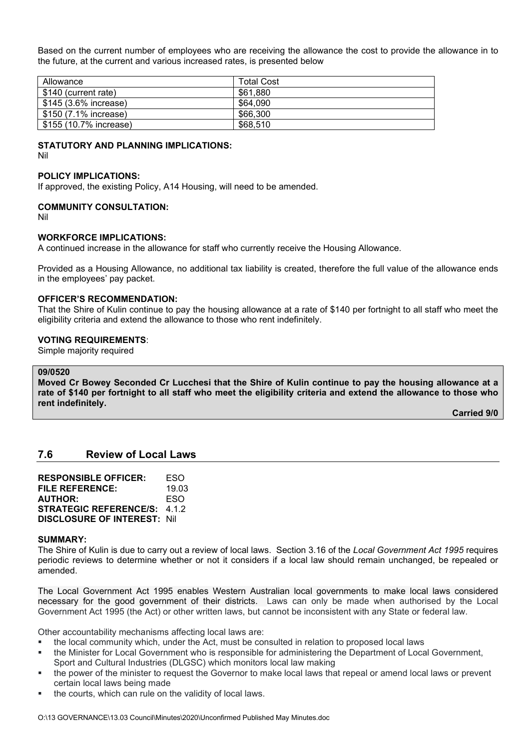Based on the current number of employees who are receiving the allowance the cost to provide the allowance in to the future, at the current and various increased rates, is presented below

| Allowance | Total Cost |
|---|---|
| $140 (current rate) | $61,880 |
| $145 (3.6% increase) | $64,090 |
| $150 (7.1% increase) | $66,300 |
| $155 (10.7% increase) | $68,510 |

**STATUTORY AND PLANNING IMPLICATIONS:**
Nil

**POLICY IMPLICATIONS:**
If approved, the existing Policy, A14 Housing, will need to be amended.

**COMMUNITY CONSULTATION:**
Nil

**WORKFORCE IMPLICATIONS:**
A continued increase in the allowance for staff who currently receive the Housing Allowance.

Provided as a Housing Allowance, no additional tax liability is created, therefore the full value of the allowance ends in the employees' pay packet.

**OFFICER'S RECOMMENDATION:**
That the Shire of Kulin continue to pay the housing allowance at a rate of $140 per fortnight to all staff who meet the eligibility criteria and extend the allowance to those who rent indefinitely.

**VOTING REQUIREMENTS**:
Simple majority required

**09/0520**
**Moved Cr Bowey Seconded Cr Lucchesi that the Shire of Kulin continue to pay the housing allowance at a rate of $140 per fortnight to all staff who meet the eligibility criteria and extend the allowance to those who rent indefinitely.**

**Carried 9/0**

## 7.6 Review of Local Laws

**RESPONSIBLE OFFICER:** ESO
**FILE REFERENCE:** 19.03
**AUTHOR:** ESO
**STRATEGIC REFERENCE/S:** 4.1.2
**DISCLOSURE OF INTEREST:** Nil

**SUMMARY:**
The Shire of Kulin is due to carry out a review of local laws. Section 3.16 of the *Local Government Act 1995* requires periodic reviews to determine whether or not it considers if a local law should remain unchanged, be repealed or amended.

The Local Government Act 1995 enables Western Australian local governments to make local laws considered necessary for the good government of their districts. Laws can only be made when authorised by the Local Government Act 1995 (the Act) or other written laws, but cannot be inconsistent with any State or federal law.

Other accountability mechanisms affecting local laws are:

- the local community which, under the Act, must be consulted in relation to proposed local laws
- the Minister for Local Government who is responsible for administering the Department of Local Government, Sport and Cultural Industries (DLGSC) which monitors local law making
- the power of the minister to request the Governor to make local laws that repeal or amend local laws or prevent certain local laws being made
- the courts, which can rule on the validity of local laws.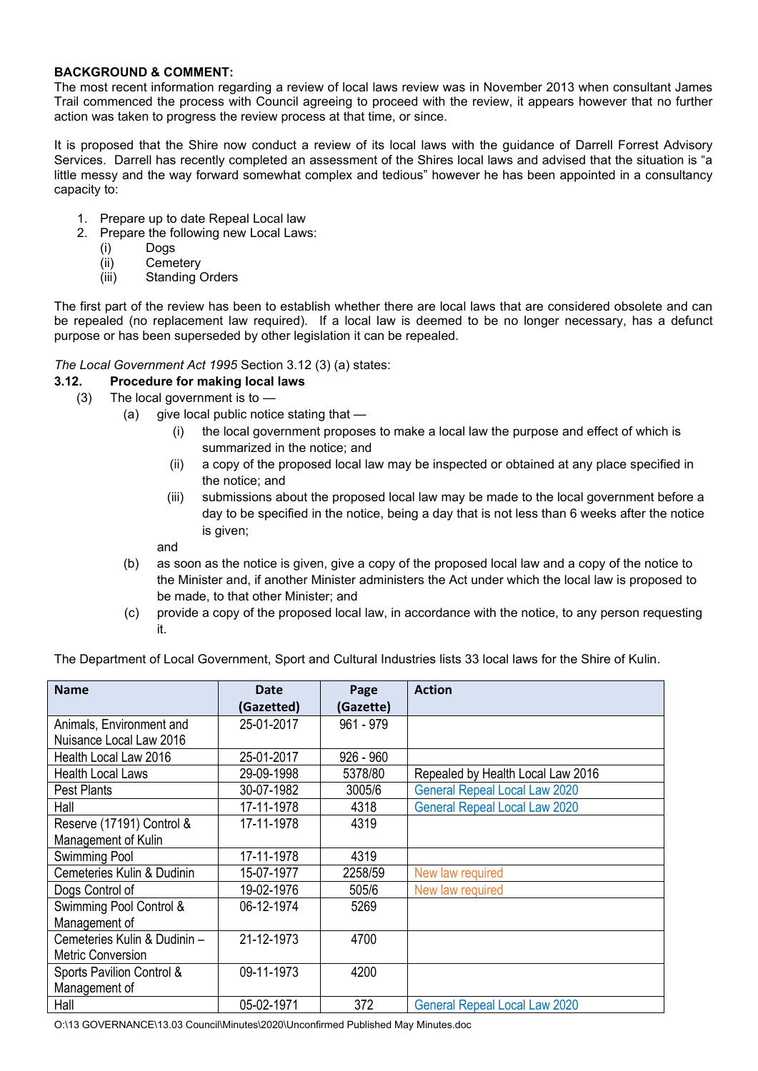**BACKGROUND & COMMENT:**

The most recent information regarding a review of local laws review was in November 2013 when consultant James Trail commenced the process with Council agreeing to proceed with the review, it appears however that no further action was taken to progress the review process at that time, or since.

It is proposed that the Shire now conduct a review of its local laws with the guidance of Darrell Forrest Advisory Services. Darrell has recently completed an assessment of the Shires local laws and advised that the situation is "a little messy and the way forward somewhat complex and tedious" however he has been appointed in a consultancy capacity to:

1. Prepare up to date Repeal Local law
2. Prepare the following new Local Laws:
   (i) Dogs
   (ii) Cemetery
   (iii) Standing Orders

The first part of the review has been to establish whether there are local laws that are considered obsolete and can be repealed (no replacement law required). If a local law is deemed to be no longer necessary, has a defunct purpose or has been superseded by other legislation it can be repealed.

*The Local Government Act 1995* Section 3.12 (3) (a) states:

**3.12. Procedure for making local laws**

(3) The local government is to —

(a) give local public notice stating that —

(i) the local government proposes to make a local law the purpose and effect of which is summarized in the notice; and

(ii) a copy of the proposed local law may be inspected or obtained at any place specified in the notice; and

(iii) submissions about the proposed local law may be made to the local government before a day to be specified in the notice, being a day that is not less than 6 weeks after the notice is given;

and

(b) as soon as the notice is given, give a copy of the proposed local law and a copy of the notice to the Minister and, if another Minister administers the Act under which the local law is proposed to be made, to that other Minister; and

(c) provide a copy of the proposed local law, in accordance with the notice, to any person requesting it.

The Department of Local Government, Sport and Cultural Industries lists 33 local laws for the Shire of Kulin.

| Name | Date (Gazetted) | Page (Gazette) | Action |
|---|---|---|---|
| Animals, Environment and Nuisance Local Law 2016 | 25-01-2017 | 961 - 979 | |
| Health Local Law 2016 | 25-01-2017 | 926 - 960 | |
| Health Local Laws | 29-09-1998 | 5378/80 | Repealed by Health Local Law 2016 |
| Pest Plants | 30-07-1982 | 3005/6 | General Repeal Local Law 2020 |
| Hall | 17-11-1978 | 4318 | General Repeal Local Law 2020 |
| Reserve (17191) Control & Management of Kulin | 17-11-1978 | 4319 | |
| Swimming Pool | 17-11-1978 | 4319 | |
| Cemeteries Kulin & Dudinin | 15-07-1977 | 2258/59 | New law required |
| Dogs Control of | 19-02-1976 | 505/6 | New law required |
| Swimming Pool Control & Management of | 06-12-1974 | 5269 | |
| Cemeteries Kulin & Dudinin – Metric Conversion | 21-12-1973 | 4700 | |
| Sports Pavilion Control & Management of | 09-11-1973 | 4200 | |
| Hall | 05-02-1971 | 372 | General Repeal Local Law 2020 |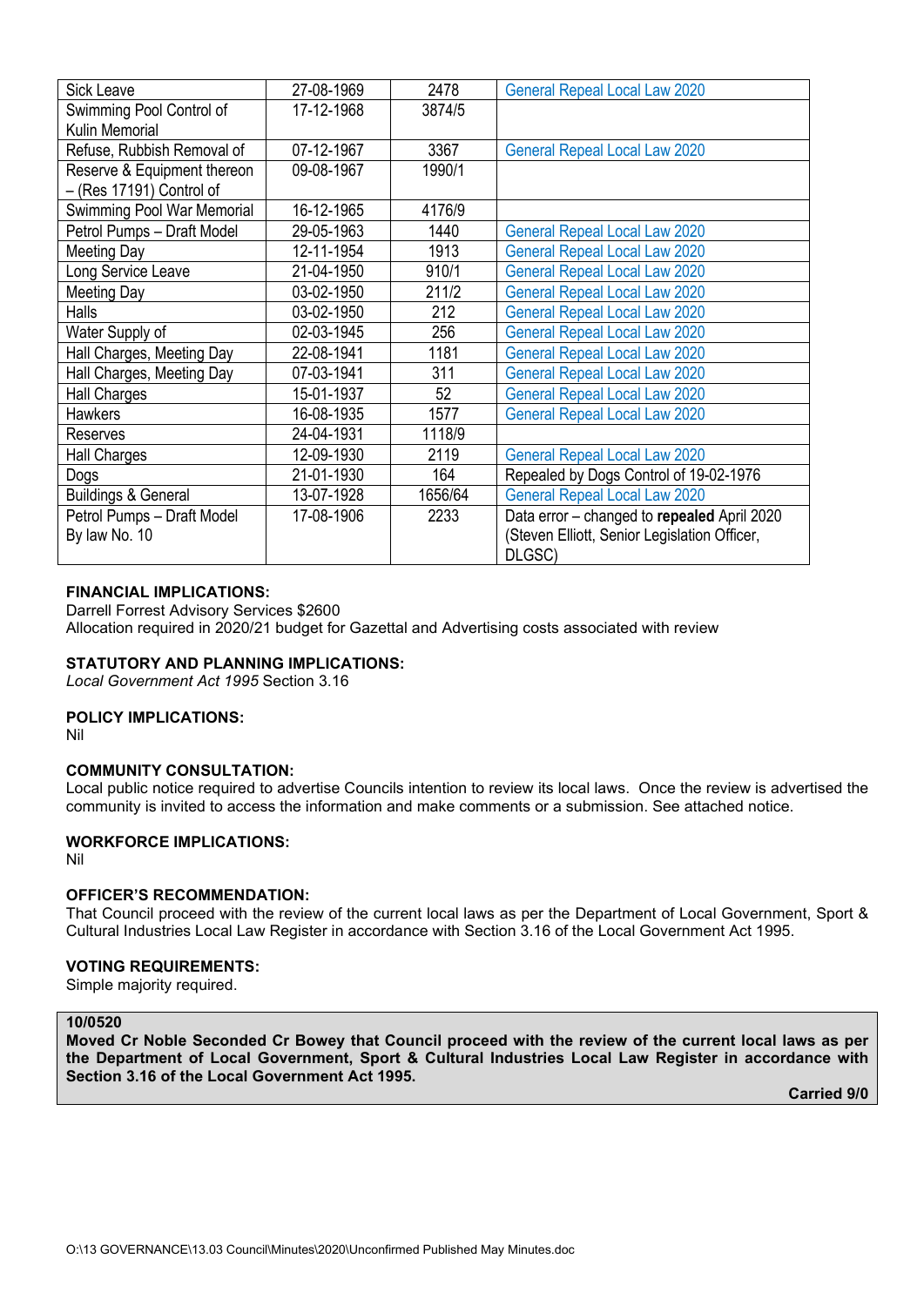| Sick Leave | 27-08-1969 | 2478 | General Repeal Local Law 2020 |
|---|---|---|---|
| Swimming Pool Control of Kulin Memorial | 17-12-1968 | 3874/5 | |
| Refuse, Rubbish Removal of | 07-12-1967 | 3367 | General Repeal Local Law 2020 |
| Reserve & Equipment thereon – (Res 17191) Control of | 09-08-1967 | 1990/1 | |
| Swimming Pool War Memorial | 16-12-1965 | 4176/9 | |
| Petrol Pumps – Draft Model | 29-05-1963 | 1440 | General Repeal Local Law 2020 |
| Meeting Day | 12-11-1954 | 1913 | General Repeal Local Law 2020 |
| Long Service Leave | 21-04-1950 | 910/1 | General Repeal Local Law 2020 |
| Meeting Day | 03-02-1950 | 211/2 | General Repeal Local Law 2020 |
| Halls | 03-02-1950 | 212 | General Repeal Local Law 2020 |
| Water Supply of | 02-03-1945 | 256 | General Repeal Local Law 2020 |
| Hall Charges, Meeting Day | 22-08-1941 | 1181 | General Repeal Local Law 2020 |
| Hall Charges, Meeting Day | 07-03-1941 | 311 | General Repeal Local Law 2020 |
| Hall Charges | 15-01-1937 | 52 | General Repeal Local Law 2020 |
| Hawkers | 16-08-1935 | 1577 | General Repeal Local Law 2020 |
| Reserves | 24-04-1931 | 1118/9 | |
| Hall Charges | 12-09-1930 | 2119 | General Repeal Local Law 2020 |
| Dogs | 21-01-1930 | 164 | Repealed by Dogs Control of 19-02-1976 |
| Buildings & General | 13-07-1928 | 1656/64 | General Repeal Local Law 2020 |
| Petrol Pumps – Draft Model By law No. 10 | 17-08-1906 | 2233 | Data error – changed to **repealed** April 2020 (Steven Elliott, Senior Legislation Officer, DLGSC) |

**FINANCIAL IMPLICATIONS:**
Darrell Forrest Advisory Services $2600
Allocation required in 2020/21 budget for Gazettal and Advertising costs associated with review

**STATUTORY AND PLANNING IMPLICATIONS:**
*Local Government Act 1995* Section 3.16

**POLICY IMPLICATIONS:**
Nil

**COMMUNITY CONSULTATION:**
Local public notice required to advertise Councils intention to review its local laws. Once the review is advertised the community is invited to access the information and make comments or a submission. See attached notice.

**WORKFORCE IMPLICATIONS:**
Nil

**OFFICER'S RECOMMENDATION:**
That Council proceed with the review of the current local laws as per the Department of Local Government, Sport & Cultural Industries Local Law Register in accordance with Section 3.16 of the Local Government Act 1995.

**VOTING REQUIREMENTS:**
Simple majority required.

**10/0520**
**Moved Cr Noble Seconded Cr Bowey that Council proceed with the review of the current local laws as per the Department of Local Government, Sport & Cultural Industries Local Law Register in accordance with Section 3.16 of the Local Government Act 1995.**

**Carried 9/0**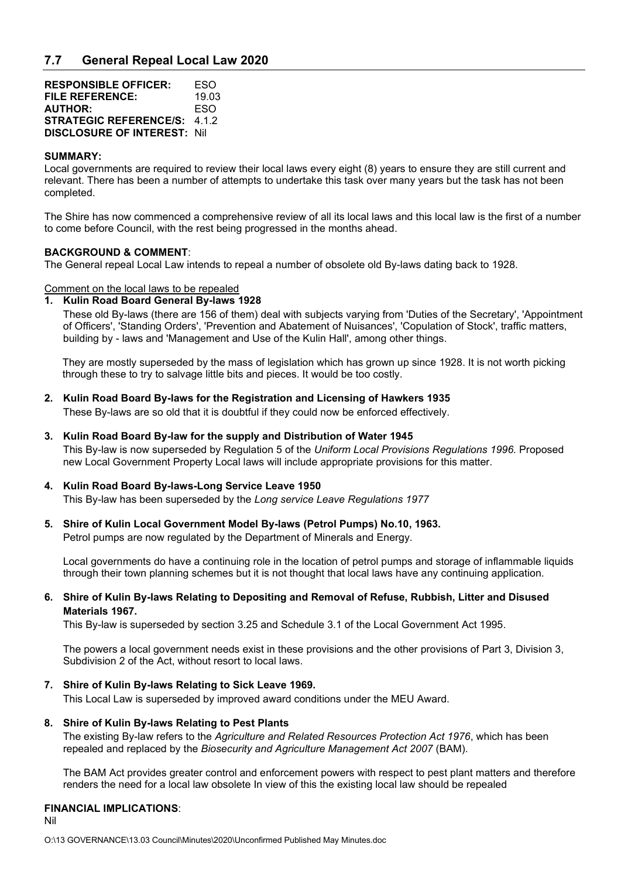## 7.7 General Repeal Local Law 2020

**RESPONSIBLE OFFICER:** ESO
**FILE REFERENCE:** 19.03
**AUTHOR:** ESO
**STRATEGIC REFERENCE/S:** 4.1.2
**DISCLOSURE OF INTEREST:** Nil

**SUMMARY:**

Local governments are required to review their local laws every eight (8) years to ensure they are still current and relevant. There has been a number of attempts to undertake this task over many years but the task has not been completed.

The Shire has now commenced a comprehensive review of all its local laws and this local law is the first of a number to come before Council, with the rest being progressed in the months ahead.

**BACKGROUND & COMMENT**:

The General repeal Local Law intends to repeal a number of obsolete old By-laws dating back to 1928.

Comment on the local laws to be repealed

1. **Kulin Road Board General By-laws 1928**

   These old By-laws (there are 156 of them) deal with subjects varying from 'Duties of the Secretary', 'Appointment of Officers', 'Standing Orders', 'Prevention and Abatement of Nuisances', 'Copulation of Stock', traffic matters, building by - laws and 'Management and Use of the Kulin Hall', among other things.

   They are mostly superseded by the mass of legislation which has grown up since 1928. It is not worth picking through these to try to salvage little bits and pieces. It would be too costly.

2. **Kulin Road Board By-laws for the Registration and Licensing of Hawkers 1935**

   These By-laws are so old that it is doubtful if they could now be enforced effectively.

3. **Kulin Road Board By-law for the supply and Distribution of Water 1945**

   This By-law is now superseded by Regulation 5 of the *Uniform Local Provisions Regulations 1996.* Proposed new Local Government Property Local laws will include appropriate provisions for this matter.

4. **Kulin Road Board By-laws-Long Service Leave 1950**

   This By-law has been superseded by the *Long service Leave Regulations 1977*

5. **Shire of Kulin Local Government Model By-laws (Petrol Pumps) No.10, 1963.**

   Petrol pumps are now regulated by the Department of Minerals and Energy.

   Local governments do have a continuing role in the location of petrol pumps and storage of inflammable liquids through their town planning schemes but it is not thought that local laws have any continuing application.

6. **Shire of Kulin By-laws Relating to Depositing and Removal of Refuse, Rubbish, Litter and Disused Materials 1967.**

   This By-law is superseded by section 3.25 and Schedule 3.1 of the Local Government Act 1995.

   The powers a local government needs exist in these provisions and the other provisions of Part 3, Division 3, Subdivision 2 of the Act, without resort to local laws.

7. **Shire of Kulin By-laws Relating to Sick Leave 1969.**

   This Local Law is superseded by improved award conditions under the MEU Award.

8. **Shire of Kulin By-laws Relating to Pest Plants**

   The existing By-law refers to the *Agriculture and Related Resources Protection Act 1976*, which has been repealed and replaced by the *Biosecurity and Agriculture Management Act 2007* (BAM).

   The BAM Act provides greater control and enforcement powers with respect to pest plant matters and therefore renders the need for a local law obsolete In view of this the existing local law should be repealed

**FINANCIAL IMPLICATIONS**:

Nil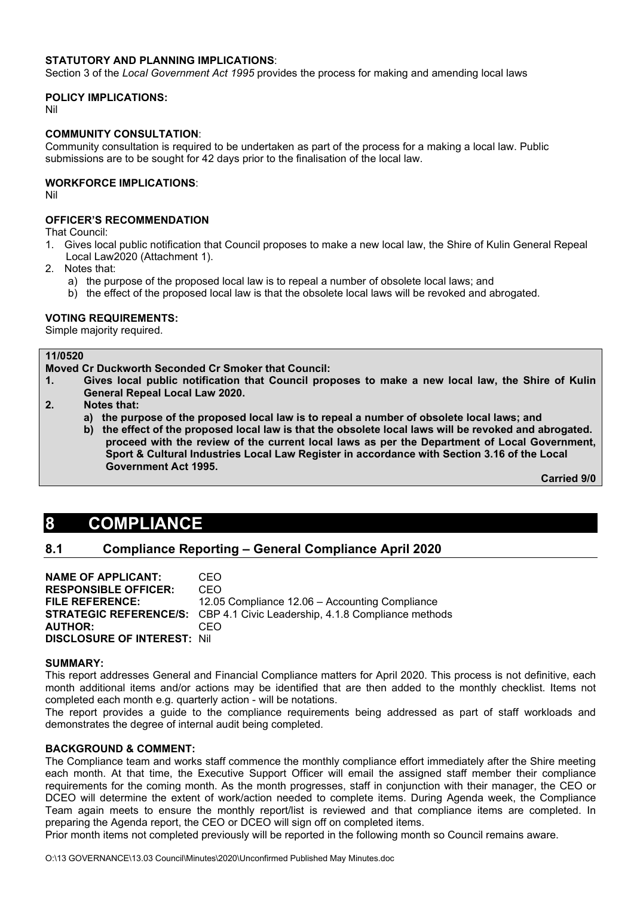**STATUTORY AND PLANNING IMPLICATIONS**:
Section 3 of the *Local Government Act 1995* provides the process for making and amending local laws

**POLICY IMPLICATIONS:**
Nil

**COMMUNITY CONSULTATION**:
Community consultation is required to be undertaken as part of the process for a making a local law. Public submissions are to be sought for 42 days prior to the finalisation of the local law.

**WORKFORCE IMPLICATIONS**:
Nil

**OFFICER'S RECOMMENDATION**
That Council:

1. Gives local public notification that Council proposes to make a new local law, the Shire of Kulin General Repeal Local Law2020 (Attachment 1).
2. Notes that:
   a) the purpose of the proposed local law is to repeal a number of obsolete local laws; and
   b) the effect of the proposed local law is that the obsolete local laws will be revoked and abrogated.

**VOTING REQUIREMENTS:**
Simple majority required.

**11/0520**
**Moved Cr Duckworth Seconded Cr Smoker that Council:**

1. **Gives local public notification that Council proposes to make a new local law, the Shire of Kulin General Repeal Local Law 2020.**
2. **Notes that:**
   **a) the purpose of the proposed local law is to repeal a number of obsolete local laws; and**
   **b) the effect of the proposed local law is that the obsolete local laws will be revoked and abrogated. proceed with the review of the current local laws as per the Department of Local Government, Sport & Cultural Industries Local Law Register in accordance with Section 3.16 of the Local Government Act 1995.**

**Carried 9/0**

# 8 COMPLIANCE

## 8.1 Compliance Reporting – General Compliance April 2020

**NAME OF APPLICANT:** CEO
**RESPONSIBLE OFFICER:** CEO
**FILE REFERENCE:** 12.05 Compliance 12.06 – Accounting Compliance
**STRATEGIC REFERENCE/S:** CBP 4.1 Civic Leadership, 4.1.8 Compliance methods
**AUTHOR:** CEO
**DISCLOSURE OF INTEREST:** Nil

**SUMMARY:**
This report addresses General and Financial Compliance matters for April 2020. This process is not definitive, each month additional items and/or actions may be identified that are then added to the monthly checklist. Items not completed each month e.g. quarterly action - will be notations.
The report provides a guide to the compliance requirements being addressed as part of staff workloads and demonstrates the degree of internal audit being completed.

**BACKGROUND & COMMENT:**
The Compliance team and works staff commence the monthly compliance effort immediately after the Shire meeting each month. At that time, the Executive Support Officer will email the assigned staff member their compliance requirements for the coming month. As the month progresses, staff in conjunction with their manager, the CEO or DCEO will determine the extent of work/action needed to complete items. During Agenda week, the Compliance Team again meets to ensure the monthly report/list is reviewed and that compliance items are completed. In preparing the Agenda report, the CEO or DCEO will sign off on completed items.
Prior month items not completed previously will be reported in the following month so Council remains aware.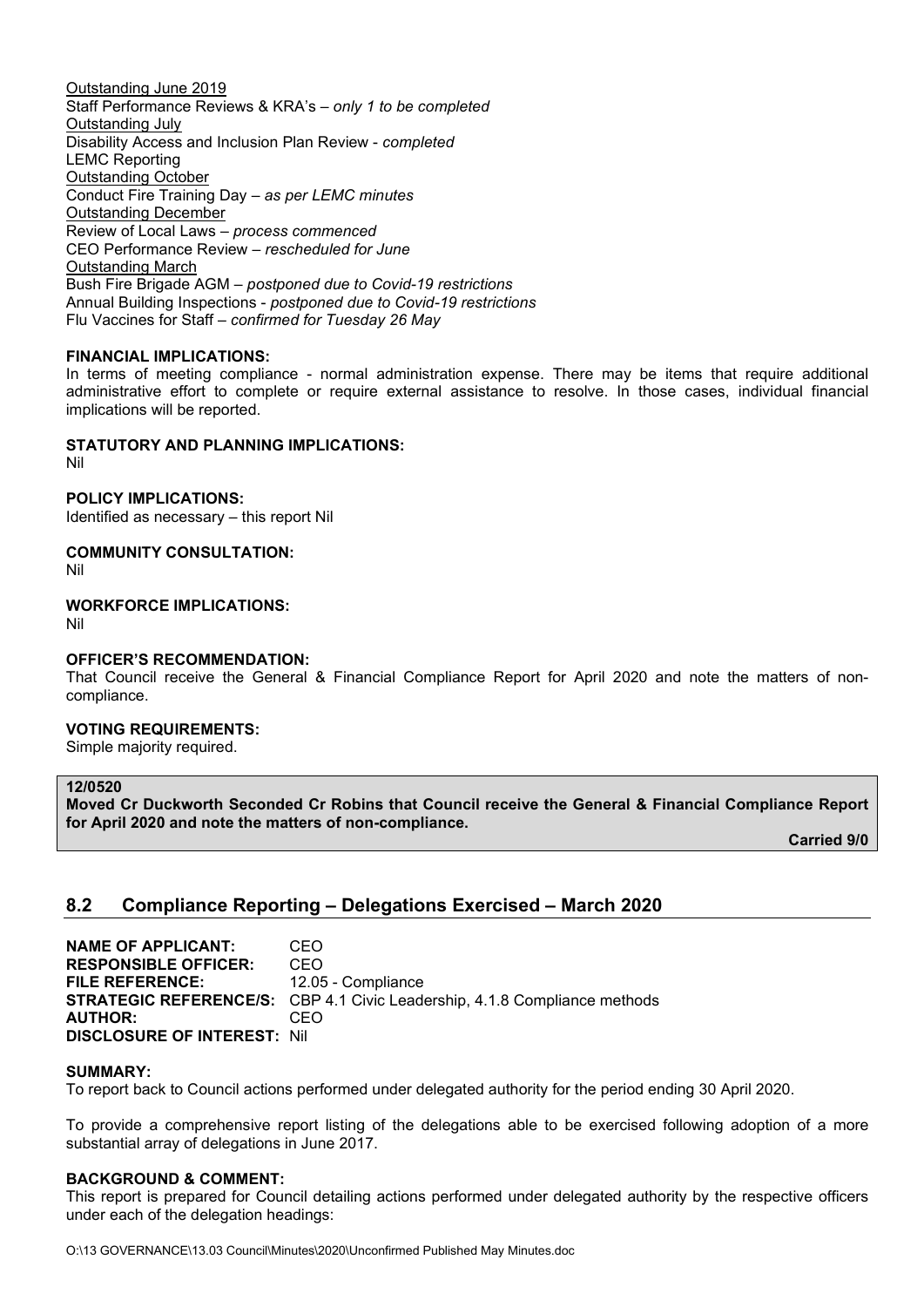Outstanding June 2019
Staff Performance Reviews & KRA's – *only 1 to be completed*
Outstanding July
Disability Access and Inclusion Plan Review - *completed*
LEMC Reporting
Outstanding October
Conduct Fire Training Day – *as per LEMC minutes*
Outstanding December
Review of Local Laws – *process commenced*
CEO Performance Review – *rescheduled for June*
Outstanding March
Bush Fire Brigade AGM – *postponed due to Covid-19 restrictions*
Annual Building Inspections - *postponed due to Covid-19 restrictions*
Flu Vaccines for Staff – *confirmed for Tuesday 26 May*

**FINANCIAL IMPLICATIONS:**
In terms of meeting compliance - normal administration expense. There may be items that require additional administrative effort to complete or require external assistance to resolve. In those cases, individual financial implications will be reported.

**STATUTORY AND PLANNING IMPLICATIONS:**
Nil

**POLICY IMPLICATIONS:**
Identified as necessary – this report Nil

**COMMUNITY CONSULTATION:**
Nil

**WORKFORCE IMPLICATIONS:**
Nil

**OFFICER'S RECOMMENDATION:**
That Council receive the General & Financial Compliance Report for April 2020 and note the matters of non-compliance.

**VOTING REQUIREMENTS:**
Simple majority required.

**12/0520**
**Moved Cr Duckworth Seconded Cr Robins that Council receive the General & Financial Compliance Report for April 2020 and note the matters of non-compliance.**

**Carried 9/0**

## 8.2 Compliance Reporting – Delegations Exercised – March 2020

**NAME OF APPLICANT:** CEO
**RESPONSIBLE OFFICER:** CEO
**FILE REFERENCE:** 12.05 - Compliance
**STRATEGIC REFERENCE/S:** CBP 4.1 Civic Leadership, 4.1.8 Compliance methods
**AUTHOR:** CEO
**DISCLOSURE OF INTEREST:** Nil

**SUMMARY:**
To report back to Council actions performed under delegated authority for the period ending 30 April 2020.

To provide a comprehensive report listing of the delegations able to be exercised following adoption of a more substantial array of delegations in June 2017.

**BACKGROUND & COMMENT:**
This report is prepared for Council detailing actions performed under delegated authority by the respective officers under each of the delegation headings: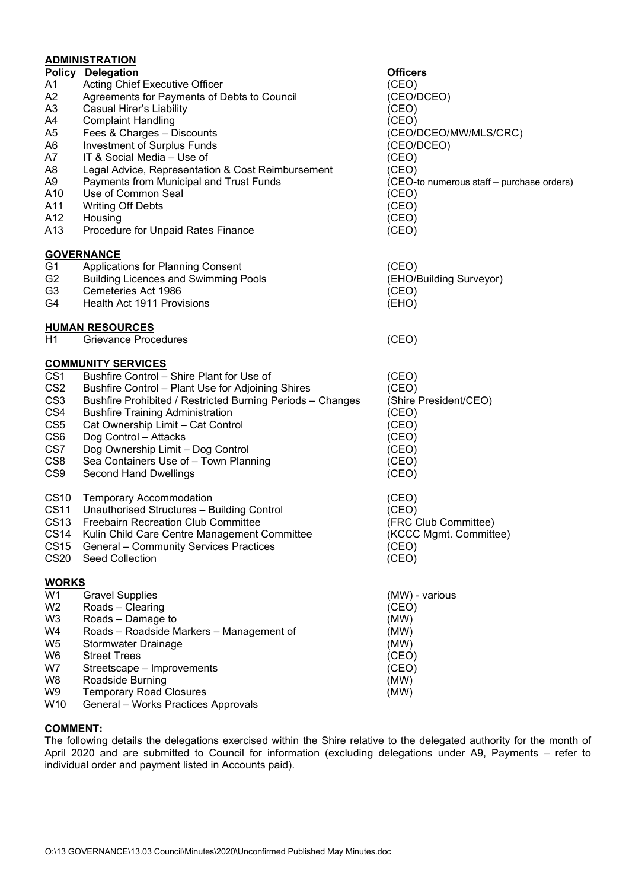**ADMINISTRATION**

| Policy | Delegation | Officers |
|---|---|---|
| A1 | Acting Chief Executive Officer | (CEO) |
| A2 | Agreements for Payments of Debts to Council | (CEO/DCEO) |
| A3 | Casual Hirer's Liability | (CEO) |
| A4 | Complaint Handling | (CEO) |
| A5 | Fees & Charges – Discounts | (CEO/DCEO/MW/MLS/CRC) |
| A6 | Investment of Surplus Funds | (CEO/DCEO) |
| A7 | IT & Social Media – Use of | (CEO) |
| A8 | Legal Advice, Representation & Cost Reimbursement | (CEO) |
| A9 | Payments from Municipal and Trust Funds | (CEO-to numerous staff – purchase orders) |
| A10 | Use of Common Seal | (CEO) |
| A11 | Writing Off Debts | (CEO) |
| A12 | Housing | (CEO) |
| A13 | Procedure for Unpaid Rates Finance | (CEO) |

**GOVERNANCE**

| | | |
|---|---|---|
| G1 | Applications for Planning Consent | (CEO) |
| G2 | Building Licences and Swimming Pools | (EHO/Building Surveyor) |
| G3 | Cemeteries Act 1986 | (CEO) |
| G4 | Health Act 1911 Provisions | (EHO) |

**HUMAN RESOURCES**

| | | |
|---|---|---|
| H1 | Grievance Procedures | (CEO) |

**COMMUNITY SERVICES**

| | | |
|---|---|---|
| CS1 | Bushfire Control – Shire Plant for Use of | (CEO) |
| CS2 | Bushfire Control – Plant Use for Adjoining Shires | (CEO) |
| CS3 | Bushfire Prohibited / Restricted Burning Periods – Changes | (Shire President/CEO) |
| CS4 | Bushfire Training Administration | (CEO) |
| CS5 | Cat Ownership Limit – Cat Control | (CEO) |
| CS6 | Dog Control – Attacks | (CEO) |
| CS7 | Dog Ownership Limit – Dog Control | (CEO) |
| CS8 | Sea Containers Use of – Town Planning | (CEO) |
| CS9 | Second Hand Dwellings | (CEO) |
| CS10 | Temporary Accommodation | (CEO) |
| CS11 | Unauthorised Structures – Building Control | (CEO) |
| CS13 | Freebairn Recreation Club Committee | (FRC Club Committee) |
| CS14 | Kulin Child Care Centre Management Committee | (KCCC Mgmt. Committee) |
| CS15 | General – Community Services Practices | (CEO) |
| CS20 | Seed Collection | (CEO) |

**WORKS**

| | | |
|---|---|---|
| W1 | Gravel Supplies | (MW) - various |
| W2 | Roads – Clearing | (CEO) |
| W3 | Roads – Damage to | (MW) |
| W4 | Roads – Roadside Markers – Management of | (MW) |
| W5 | Stormwater Drainage | (MW) |
| W6 | Street Trees | (CEO) |
| W7 | Streetscape – Improvements | (CEO) |
| W8 | Roadside Burning | (MW) |
| W9 | Temporary Road Closures | (MW) |
| W10 | General – Works Practices Approvals | |

**COMMENT:**

The following details the delegations exercised within the Shire relative to the delegated authority for the month of April 2020 and are submitted to Council for information (excluding delegations under A9, Payments – refer to individual order and payment listed in Accounts paid).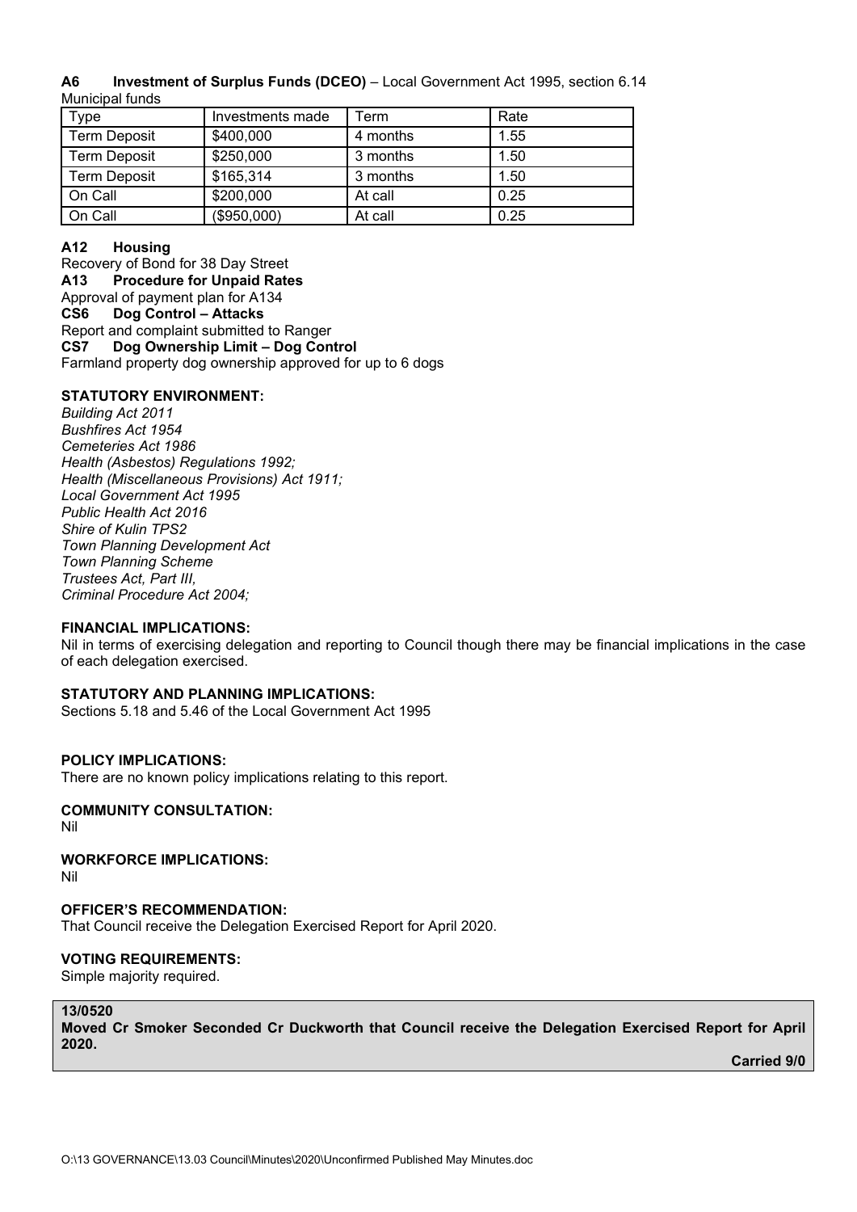**A6 Investment of Surplus Funds (DCEO)** – Local Government Act 1995, section 6.14

Municipal funds

| Type | Investments made | Term | Rate |
|---|---|---|---|
| Term Deposit | $400,000 | 4 months | 1.55 |
| Term Deposit | $250,000 | 3 months | 1.50 |
| Term Deposit | $165,314 | 3 months | 1.50 |
| On Call | $200,000 | At call | 0.25 |
| On Call | ($950,000) | At call | 0.25 |

**A12 Housing**

Recovery of Bond for 38 Day Street

**A13 Procedure for Unpaid Rates**

Approval of payment plan for A134

**CS6 Dog Control – Attacks**

Report and complaint submitted to Ranger

**CS7 Dog Ownership Limit – Dog Control**

Farmland property dog ownership approved for up to 6 dogs

**STATUTORY ENVIRONMENT:**

*Building Act 2011*
*Bushfires Act 1954*
*Cemeteries Act 1986*
*Health (Asbestos) Regulations 1992;*
*Health (Miscellaneous Provisions) Act 1911;*
*Local Government Act 1995*
*Public Health Act 2016*
*Shire of Kulin TPS2*
*Town Planning Development Act*
*Town Planning Scheme*
*Trustees Act, Part III,*
*Criminal Procedure Act 2004;*

**FINANCIAL IMPLICATIONS:**

Nil in terms of exercising delegation and reporting to Council though there may be financial implications in the case of each delegation exercised.

**STATUTORY AND PLANNING IMPLICATIONS:**

Sections 5.18 and 5.46 of the Local Government Act 1995

**POLICY IMPLICATIONS:**

There are no known policy implications relating to this report.

**COMMUNITY CONSULTATION:**

Nil

**WORKFORCE IMPLICATIONS:**

Nil

**OFFICER'S RECOMMENDATION:**

That Council receive the Delegation Exercised Report for April 2020.

**VOTING REQUIREMENTS:**

Simple majority required.

**13/0520**

**Moved Cr Smoker Seconded Cr Duckworth that Council receive the Delegation Exercised Report for April 2020.**

**Carried 9/0**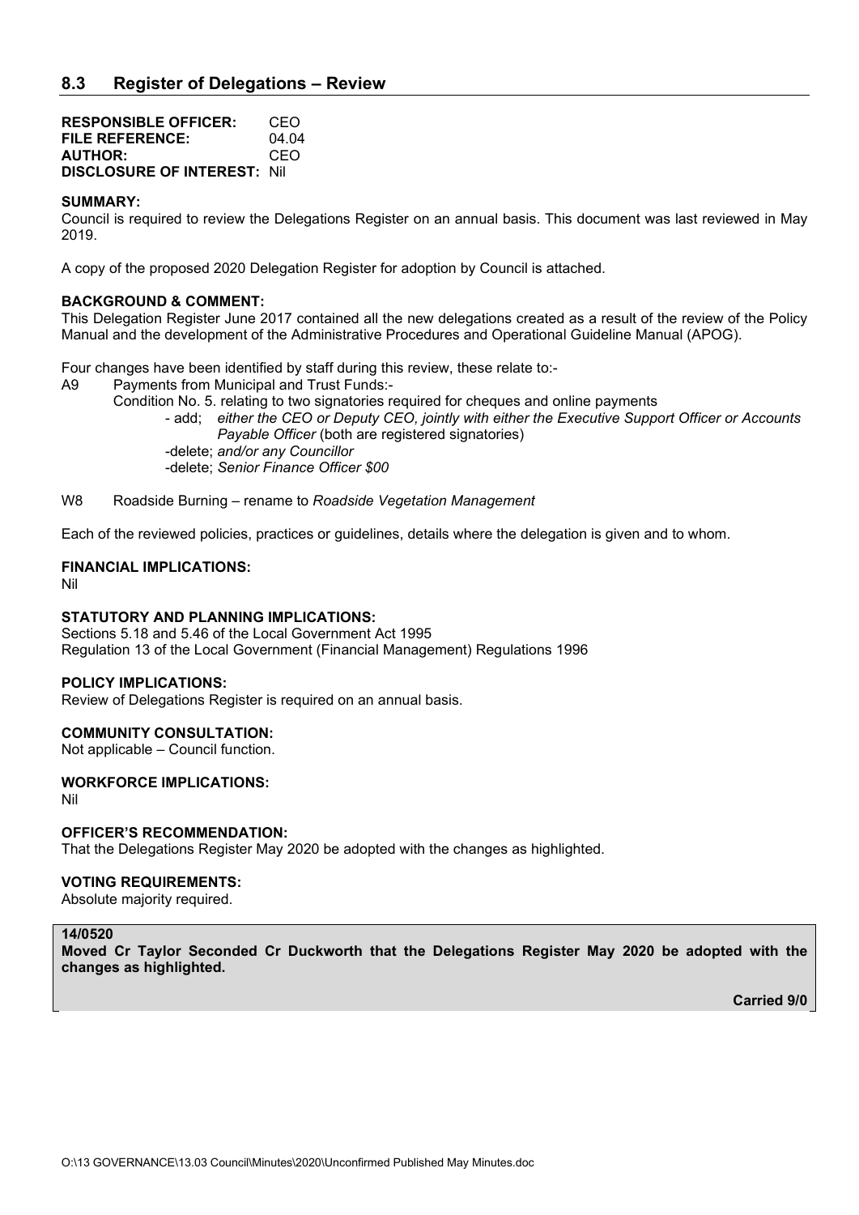## 8.3 Register of Delegations – Review

**RESPONSIBLE OFFICER:** CEO
**FILE REFERENCE:** 04.04
**AUTHOR:** CEO
**DISCLOSURE OF INTEREST:** Nil

**SUMMARY:**
Council is required to review the Delegations Register on an annual basis. This document was last reviewed in May 2019.

A copy of the proposed 2020 Delegation Register for adoption by Council is attached.

**BACKGROUND & COMMENT:**
This Delegation Register June 2017 contained all the new delegations created as a result of the review of the Policy Manual and the development of the Administrative Procedures and Operational Guideline Manual (APOG).

Four changes have been identified by staff during this review, these relate to:-

A9 Payments from Municipal and Trust Funds:-

Condition No. 5. relating to two signatories required for cheques and online payments

- add; *either the CEO or Deputy CEO, jointly with either the Executive Support Officer or Accounts Payable Officer* (both are registered signatories)
- delete; *and/or any Councillor*
- delete; *Senior Finance Officer $00*

W8 Roadside Burning – rename to *Roadside Vegetation Management*

Each of the reviewed policies, practices or guidelines, details where the delegation is given and to whom.

**FINANCIAL IMPLICATIONS:**
Nil

**STATUTORY AND PLANNING IMPLICATIONS:**
Sections 5.18 and 5.46 of the Local Government Act 1995
Regulation 13 of the Local Government (Financial Management) Regulations 1996

**POLICY IMPLICATIONS:**
Review of Delegations Register is required on an annual basis.

**COMMUNITY CONSULTATION:**
Not applicable – Council function.

**WORKFORCE IMPLICATIONS:**
Nil

**OFFICER'S RECOMMENDATION:**
That the Delegations Register May 2020 be adopted with the changes as highlighted.

**VOTING REQUIREMENTS:**
Absolute majority required.

**14/0520**
**Moved Cr Taylor Seconded Cr Duckworth that the Delegations Register May 2020 be adopted with the changes as highlighted.**

**Carried 9/0**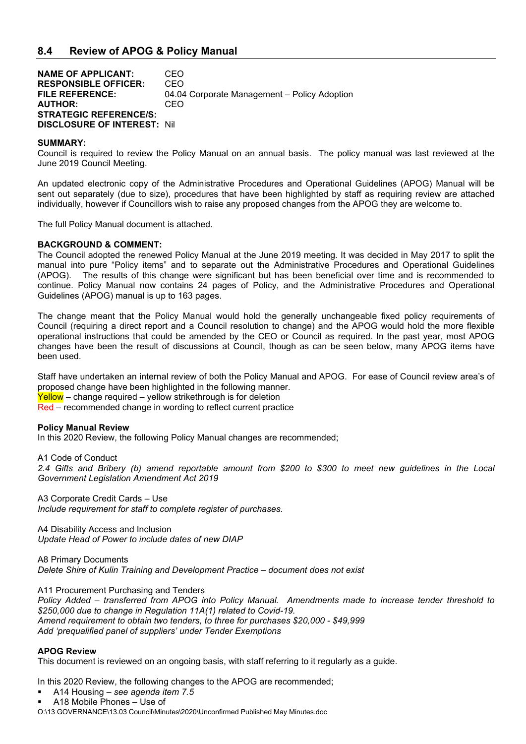## 8.4 Review of APOG & Policy Manual

**NAME OF APPLICANT:** CEO
**RESPONSIBLE OFFICER:** CEO
**FILE REFERENCE:** 04.04 Corporate Management – Policy Adoption
**AUTHOR:** CEO
**STRATEGIC REFERENCE/S:**
**DISCLOSURE OF INTEREST:** Nil

**SUMMARY:**
Council is required to review the Policy Manual on an annual basis. The policy manual was last reviewed at the June 2019 Council Meeting.

An updated electronic copy of the Administrative Procedures and Operational Guidelines (APOG) Manual will be sent out separately (due to size), procedures that have been highlighted by staff as requiring review are attached individually, however if Councillors wish to raise any proposed changes from the APOG they are welcome to.

The full Policy Manual document is attached.

**BACKGROUND & COMMENT:**
The Council adopted the renewed Policy Manual at the June 2019 meeting. It was decided in May 2017 to split the manual into pure "Policy items" and to separate out the Administrative Procedures and Operational Guidelines (APOG). The results of this change were significant but has been beneficial over time and is recommended to continue. Policy Manual now contains 24 pages of Policy, and the Administrative Procedures and Operational Guidelines (APOG) manual is up to 163 pages.

The change meant that the Policy Manual would hold the generally unchangeable fixed policy requirements of Council (requiring a direct report and a Council resolution to change) and the APOG would hold the more flexible operational instructions that could be amended by the CEO or Council as required. In the past year, most APOG changes have been the result of discussions at Council, though as can be seen below, many APOG items have been used.

Staff have undertaken an internal review of both the Policy Manual and APOG. For ease of Council review area's of proposed change have been highlighted in the following manner.
Yellow – change required – yellow strikethrough is for deletion
Red – recommended change in wording to reflect current practice

**Policy Manual Review**
In this 2020 Review, the following Policy Manual changes are recommended;

A1 Code of Conduct
*2.4 Gifts and Bribery (b) amend reportable amount from $200 to $300 to meet new guidelines in the Local Government Legislation Amendment Act 2019*

A3 Corporate Credit Cards – Use
*Include requirement for staff to complete register of purchases.*

A4 Disability Access and Inclusion
*Update Head of Power to include dates of new DIAP*

A8 Primary Documents
*Delete Shire of Kulin Training and Development Practice – document does not exist*

A11 Procurement Purchasing and Tenders
*Policy Added – transferred from APOG into Policy Manual. Amendments made to increase tender threshold to $250,000 due to change in Regulation 11A(1) related to Covid-19.*
*Amend requirement to obtain two tenders, to three for purchases $20,000 - $49,999*
*Add 'prequalified panel of suppliers' under Tender Exemptions*

**APOG Review**
This document is reviewed on an ongoing basis, with staff referring to it regularly as a guide.

In this 2020 Review, the following changes to the APOG are recommended;

- A14 Housing – *see agenda item 7.5*
- A18 Mobile Phones – Use of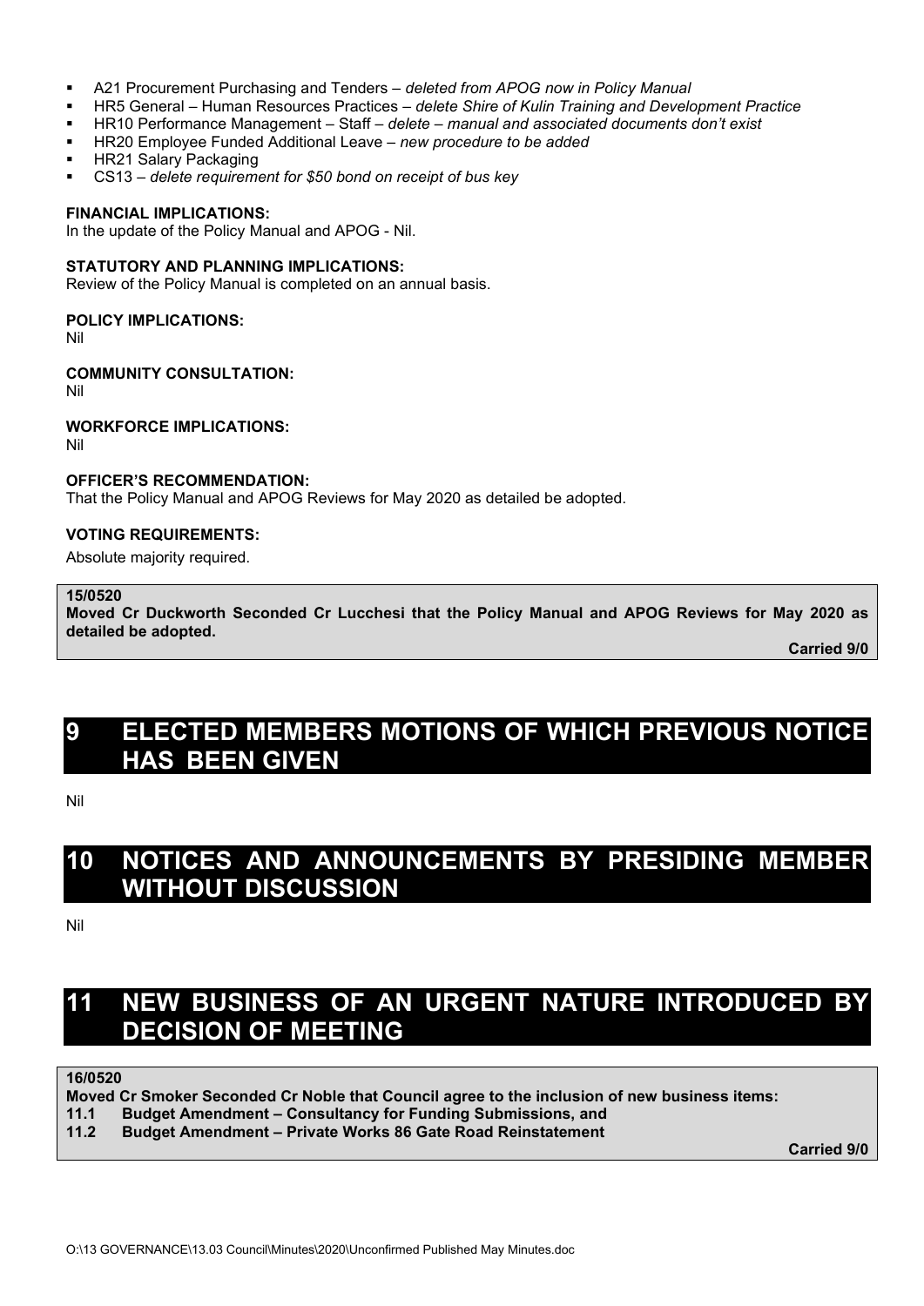- A21 Procurement Purchasing and Tenders – *deleted from APOG now in Policy Manual*
- HR5 General – Human Resources Practices – *delete Shire of Kulin Training and Development Practice*
- HR10 Performance Management – Staff – *delete – manual and associated documents don't exist*
- HR20 Employee Funded Additional Leave – *new procedure to be added*
- HR21 Salary Packaging
- CS13 – *delete requirement for $50 bond on receipt of bus key*

**FINANCIAL IMPLICATIONS:**
In the update of the Policy Manual and APOG - Nil.

**STATUTORY AND PLANNING IMPLICATIONS:**
Review of the Policy Manual is completed on an annual basis.

**POLICY IMPLICATIONS:**
Nil

**COMMUNITY CONSULTATION:**
Nil

**WORKFORCE IMPLICATIONS:**
Nil

**OFFICER'S RECOMMENDATION:**
That the Policy Manual and APOG Reviews for May 2020 as detailed be adopted.

**VOTING REQUIREMENTS:**
Absolute majority required.

**15/0520**
**Moved Cr Duckworth Seconded Cr Lucchesi that the Policy Manual and APOG Reviews for May 2020 as detailed be adopted.**
**Carried 9/0**

# 9 ELECTED MEMBERS MOTIONS OF WHICH PREVIOUS NOTICE HAS BEEN GIVEN

Nil

# 10 NOTICES AND ANNOUNCEMENTS BY PRESIDING MEMBER WITHOUT DISCUSSION

Nil

# 11 NEW BUSINESS OF AN URGENT NATURE INTRODUCED BY DECISION OF MEETING

**16/0520**
**Moved Cr Smoker Seconded Cr Noble that Council agree to the inclusion of new business items:**
**11.1 Budget Amendment – Consultancy for Funding Submissions, and**
**11.2 Budget Amendment – Private Works 86 Gate Road Reinstatement**
**Carried 9/0**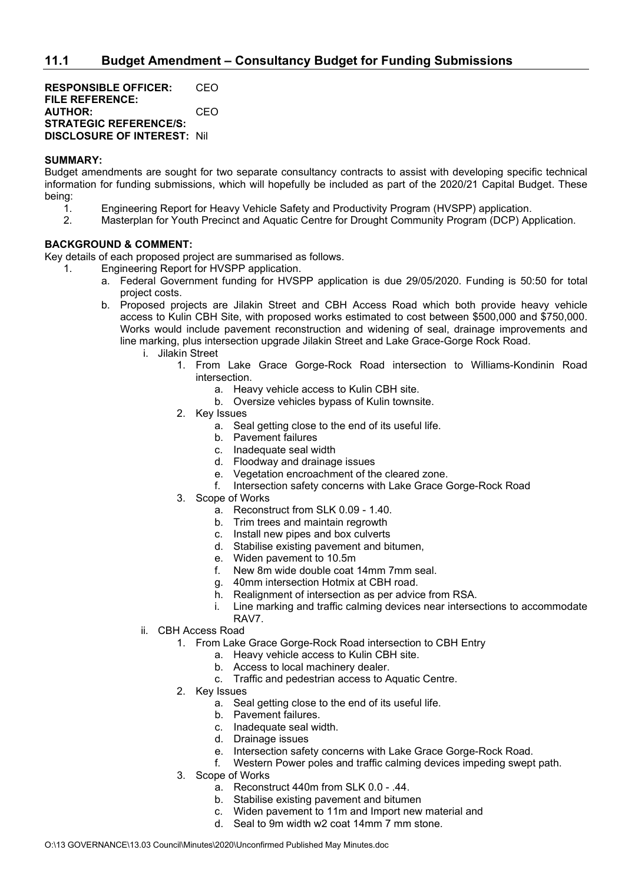## 11.1 Budget Amendment – Consultancy Budget for Funding Submissions

**RESPONSIBLE OFFICER:** CEO
**FILE REFERENCE:**
**AUTHOR:** CEO
**STRATEGIC REFERENCE/S:**
**DISCLOSURE OF INTEREST:** Nil

**SUMMARY:**
Budget amendments are sought for two separate consultancy contracts to assist with developing specific technical information for funding submissions, which will hopefully be included as part of the 2020/21 Capital Budget. These being:

1. Engineering Report for Heavy Vehicle Safety and Productivity Program (HVSPP) application.
2. Masterplan for Youth Precinct and Aquatic Centre for Drought Community Program (DCP) Application.

**BACKGROUND & COMMENT:**
Key details of each proposed project are summarised as follows.

1. Engineering Report for HVSPP application.
   a. Federal Government funding for HVSPP application is due 29/05/2020. Funding is 50:50 for total project costs.
   b. Proposed projects are Jilakin Street and CBH Access Road which both provide heavy vehicle access to Kulin CBH Site, with proposed works estimated to cost between $500,000 and $750,000. Works would include pavement reconstruction and widening of seal, drainage improvements and line marking, plus intersection upgrade Jilakin Street and Lake Grace-Gorge Rock Road.
      i. Jilakin Street
         1. From Lake Grace Gorge-Rock Road intersection to Williams-Kondinin Road intersection.
            a. Heavy vehicle access to Kulin CBH site.
            b. Oversize vehicles bypass of Kulin townsite.
         2. Key Issues
            a. Seal getting close to the end of its useful life.
            b. Pavement failures
            c. Inadequate seal width
            d. Floodway and drainage issues
            e. Vegetation encroachment of the cleared zone.
            f. Intersection safety concerns with Lake Grace Gorge-Rock Road
         3. Scope of Works
            a. Reconstruct from SLK 0.09 - 1.40.
            b. Trim trees and maintain regrowth
            c. Install new pipes and box culverts
            d. Stabilise existing pavement and bitumen,
            e. Widen pavement to 10.5m
            f. New 8m wide double coat 14mm 7mm seal.
            g. 40mm intersection Hotmix at CBH road.
            h. Realignment of intersection as per advice from RSA.
            i. Line marking and traffic calming devices near intersections to accommodate RAV7.
      ii. CBH Access Road
         1. From Lake Grace Gorge-Rock Road intersection to CBH Entry
            a. Heavy vehicle access to Kulin CBH site.
            b. Access to local machinery dealer.
            c. Traffic and pedestrian access to Aquatic Centre.
         2. Key Issues
            a. Seal getting close to the end of its useful life.
            b. Pavement failures.
            c. Inadequate seal width.
            d. Drainage issues
            e. Intersection safety concerns with Lake Grace Gorge-Rock Road.
            f. Western Power poles and traffic calming devices impeding swept path.
         3. Scope of Works
            a. Reconstruct 440m from SLK 0.0 - .44.
            b. Stabilise existing pavement and bitumen
            c. Widen pavement to 11m and Import new material and
            d. Seal to 9m width w2 coat 14mm 7 mm stone.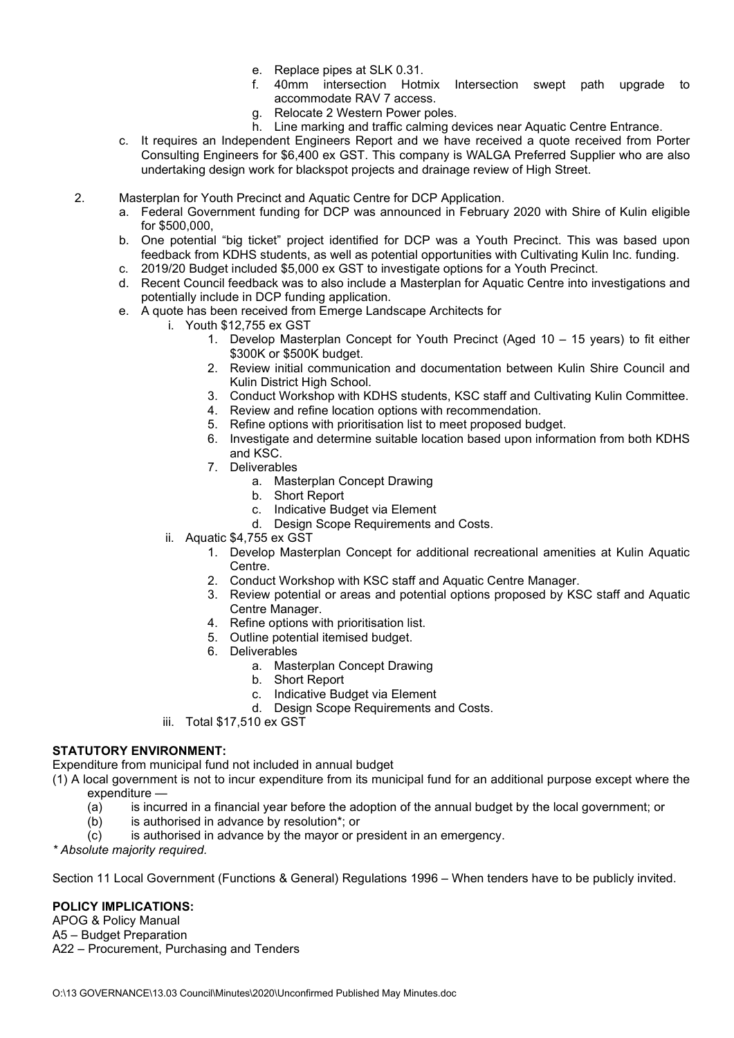e. Replace pipes at SLK 0.31.
   f. 40mm intersection Hotmix Intersection swept path upgrade to accommodate RAV 7 access.
   g. Relocate 2 Western Power poles.
   h. Line marking and traffic calming devices near Aquatic Centre Entrance.

c. It requires an Independent Engineers Report and we have received a quote received from Porter Consulting Engineers for $6,400 ex GST. This company is WALGA Preferred Supplier who are also undertaking design work for blackspot projects and drainage review of High Street.

2. Masterplan for Youth Precinct and Aquatic Centre for DCP Application.
   a. Federal Government funding for DCP was announced in February 2020 with Shire of Kulin eligible for $500,000,
   b. One potential "big ticket" project identified for DCP was a Youth Precinct. This was based upon feedback from KDHS students, as well as potential opportunities with Cultivating Kulin Inc. funding.
   c. 2019/20 Budget included $5,000 ex GST to investigate options for a Youth Precinct.
   d. Recent Council feedback was to also include a Masterplan for Aquatic Centre into investigations and potentially include in DCP funding application.
   e. A quote has been received from Emerge Landscape Architects for
      i. Youth $12,755 ex GST
         1. Develop Masterplan Concept for Youth Precinct (Aged 10 – 15 years) to fit either $300K or $500K budget.
         2. Review initial communication and documentation between Kulin Shire Council and Kulin District High School.
         3. Conduct Workshop with KDHS students, KSC staff and Cultivating Kulin Committee.
         4. Review and refine location options with recommendation.
         5. Refine options with prioritisation list to meet proposed budget.
         6. Investigate and determine suitable location based upon information from both KDHS and KSC.
         7. Deliverables
            a. Masterplan Concept Drawing
            b. Short Report
            c. Indicative Budget via Element
            d. Design Scope Requirements and Costs.
      ii. Aquatic $4,755 ex GST
         1. Develop Masterplan Concept for additional recreational amenities at Kulin Aquatic Centre.
         2. Conduct Workshop with KSC staff and Aquatic Centre Manager.
         3. Review potential or areas and potential options proposed by KSC staff and Aquatic Centre Manager.
         4. Refine options with prioritisation list.
         5. Outline potential itemised budget.
         6. Deliverables
            a. Masterplan Concept Drawing
            b. Short Report
            c. Indicative Budget via Element
            d. Design Scope Requirements and Costs.
      iii. Total $17,510 ex GST

**STATUTORY ENVIRONMENT:**

Expenditure from municipal fund not included in annual budget

(1) A local government is not to incur expenditure from its municipal fund for an additional purpose except where the expenditure —
   (a) is incurred in a financial year before the adoption of the annual budget by the local government; or
   (b) is authorised in advance by resolution*; or
   (c) is authorised in advance by the mayor or president in an emergency.

*\* Absolute majority required.*

Section 11 Local Government (Functions & General) Regulations 1996 – When tenders have to be publicly invited.

**POLICY IMPLICATIONS:**

APOG & Policy Manual
A5 – Budget Preparation
A22 – Procurement, Purchasing and Tenders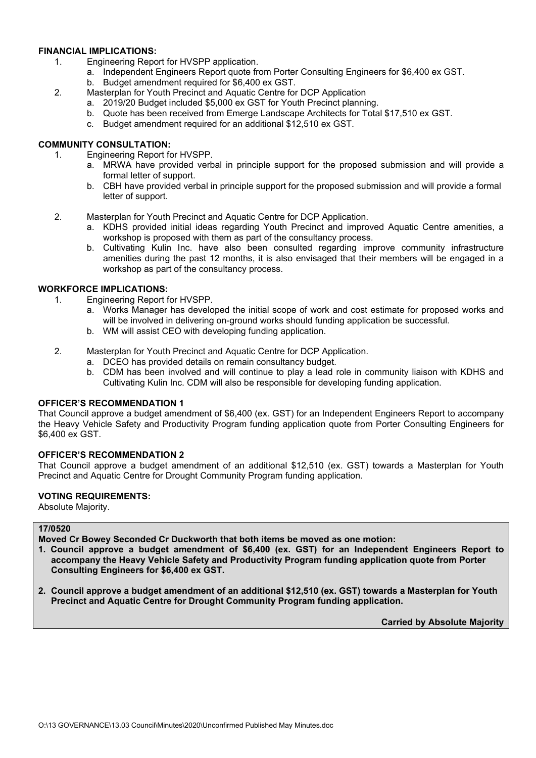**FINANCIAL IMPLICATIONS:**

1. Engineering Report for HVSPP application.
   a. Independent Engineers Report quote from Porter Consulting Engineers for $6,400 ex GST.
   b. Budget amendment required for $6,400 ex GST.
2. Masterplan for Youth Precinct and Aquatic Centre for DCP Application
   a. 2019/20 Budget included $5,000 ex GST for Youth Precinct planning.
   b. Quote has been received from Emerge Landscape Architects for Total $17,510 ex GST.
   c. Budget amendment required for an additional $12,510 ex GST.

**COMMUNITY CONSULTATION:**

1. Engineering Report for HVSPP.
   a. MRWA have provided verbal in principle support for the proposed submission and will provide a formal letter of support.
   b. CBH have provided verbal in principle support for the proposed submission and will provide a formal letter of support.
2. Masterplan for Youth Precinct and Aquatic Centre for DCP Application.
   a. KDHS provided initial ideas regarding Youth Precinct and improved Aquatic Centre amenities, a workshop is proposed with them as part of the consultancy process.
   b. Cultivating Kulin Inc. have also been consulted regarding improve community infrastructure amenities during the past 12 months, it is also envisaged that their members will be engaged in a workshop as part of the consultancy process.

**WORKFORCE IMPLICATIONS:**

1. Engineering Report for HVSPP.
   a. Works Manager has developed the initial scope of work and cost estimate for proposed works and will be involved in delivering on-ground works should funding application be successful.
   b. WM will assist CEO with developing funding application.
2. Masterplan for Youth Precinct and Aquatic Centre for DCP Application.
   a. DCEO has provided details on remain consultancy budget.
   b. CDM has been involved and will continue to play a lead role in community liaison with KDHS and Cultivating Kulin Inc. CDM will also be responsible for developing funding application.

**OFFICER'S RECOMMENDATION 1**

That Council approve a budget amendment of $6,400 (ex. GST) for an Independent Engineers Report to accompany the Heavy Vehicle Safety and Productivity Program funding application quote from Porter Consulting Engineers for $6,400 ex GST.

**OFFICER'S RECOMMENDATION 2**

That Council approve a budget amendment of an additional $12,510 (ex. GST) towards a Masterplan for Youth Precinct and Aquatic Centre for Drought Community Program funding application.

**VOTING REQUIREMENTS:**

Absolute Majority.

**17/0520**

**Moved Cr Bowey Seconded Cr Duckworth that both items be moved as one motion:**

1. **Council approve a budget amendment of $6,400 (ex. GST) for an Independent Engineers Report to accompany the Heavy Vehicle Safety and Productivity Program funding application quote from Porter Consulting Engineers for $6,400 ex GST.**
2. **Council approve a budget amendment of an additional $12,510 (ex. GST) towards a Masterplan for Youth Precinct and Aquatic Centre for Drought Community Program funding application.**

**Carried by Absolute Majority**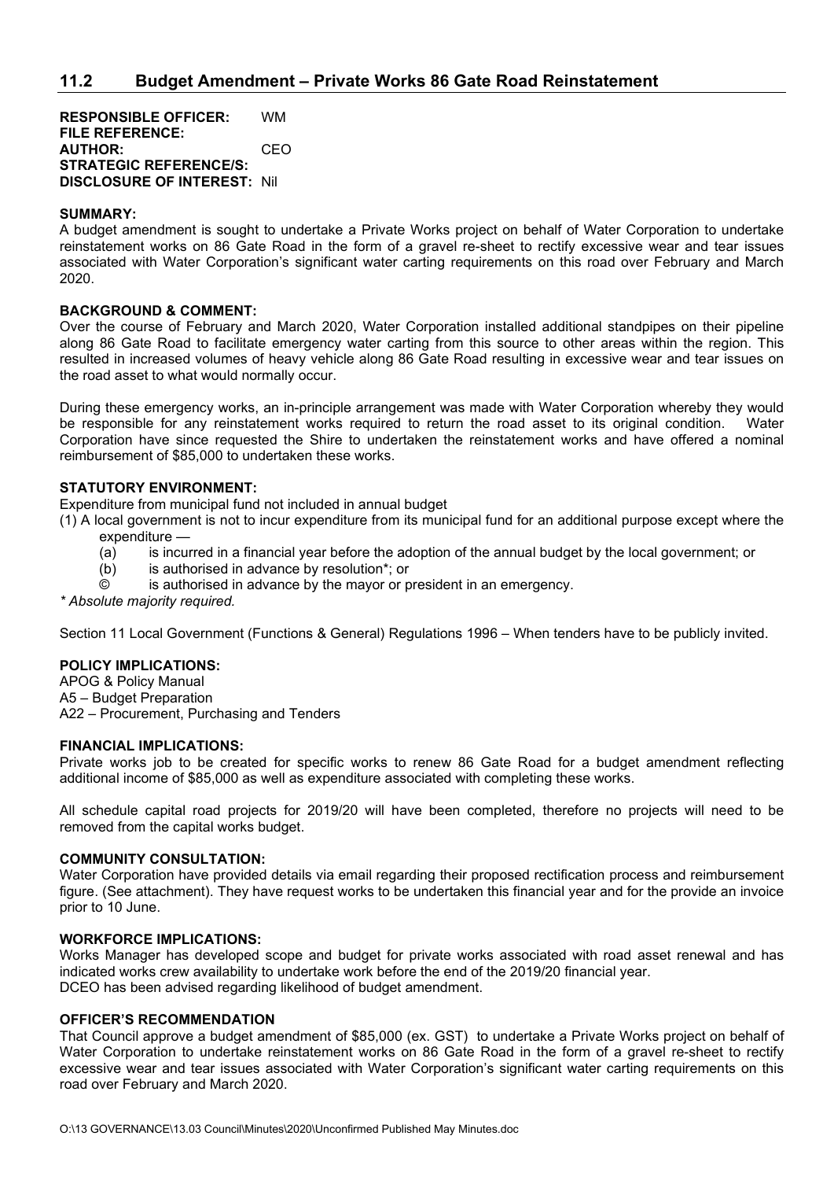## 11.2 Budget Amendment – Private Works 86 Gate Road Reinstatement

**RESPONSIBLE OFFICER:** WM
**FILE REFERENCE:**
**AUTHOR:** CEO
**STRATEGIC REFERENCE/S:**
**DISCLOSURE OF INTEREST:** Nil

**SUMMARY:**
A budget amendment is sought to undertake a Private Works project on behalf of Water Corporation to undertake reinstatement works on 86 Gate Road in the form of a gravel re-sheet to rectify excessive wear and tear issues associated with Water Corporation's significant water carting requirements on this road over February and March 2020.

**BACKGROUND & COMMENT:**
Over the course of February and March 2020, Water Corporation installed additional standpipes on their pipeline along 86 Gate Road to facilitate emergency water carting from this source to other areas within the region. This resulted in increased volumes of heavy vehicle along 86 Gate Road resulting in excessive wear and tear issues on the road asset to what would normally occur.

During these emergency works, an in-principle arrangement was made with Water Corporation whereby they would be responsible for any reinstatement works required to return the road asset to its original condition. Water Corporation have since requested the Shire to undertaken the reinstatement works and have offered a nominal reimbursement of $85,000 to undertaken these works.

**STATUTORY ENVIRONMENT:**
Expenditure from municipal fund not included in annual budget
(1) A local government is not to incur expenditure from its municipal fund for an additional purpose except where the expenditure —
- (a) is incurred in a financial year before the adoption of the annual budget by the local government; or
- (b) is authorised in advance by resolution*; or
- © is authorised in advance by the mayor or president in an emergency.

*\* Absolute majority required.*

Section 11 Local Government (Functions & General) Regulations 1996 – When tenders have to be publicly invited.

**POLICY IMPLICATIONS:**
APOG & Policy Manual
A5 – Budget Preparation
A22 – Procurement, Purchasing and Tenders

**FINANCIAL IMPLICATIONS:**
Private works job to be created for specific works to renew 86 Gate Road for a budget amendment reflecting additional income of $85,000 as well as expenditure associated with completing these works.

All schedule capital road projects for 2019/20 will have been completed, therefore no projects will need to be removed from the capital works budget.

**COMMUNITY CONSULTATION:**
Water Corporation have provided details via email regarding their proposed rectification process and reimbursement figure. (See attachment). They have request works to be undertaken this financial year and for the provide an invoice prior to 10 June.

**WORKFORCE IMPLICATIONS:**
Works Manager has developed scope and budget for private works associated with road asset renewal and has indicated works crew availability to undertake work before the end of the 2019/20 financial year.
DCEO has been advised regarding likelihood of budget amendment.

**OFFICER'S RECOMMENDATION**
That Council approve a budget amendment of $85,000 (ex. GST) to undertake a Private Works project on behalf of Water Corporation to undertake reinstatement works on 86 Gate Road in the form of a gravel re-sheet to rectify excessive wear and tear issues associated with Water Corporation's significant water carting requirements on this road over February and March 2020.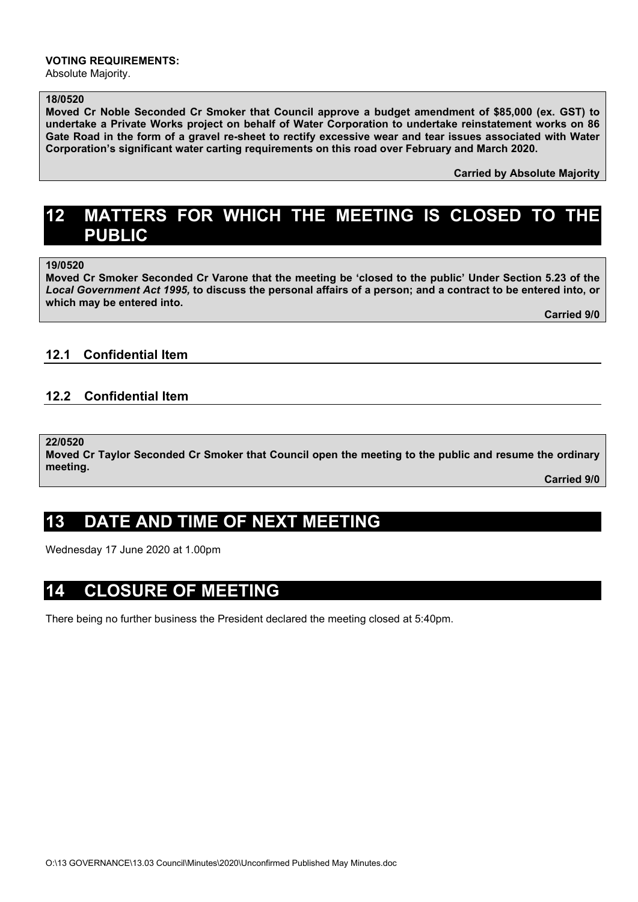**VOTING REQUIREMENTS:**
Absolute Majority.

**18/0520**
**Moved Cr Noble Seconded Cr Smoker that Council approve a budget amendment of $85,000 (ex. GST) to undertake a Private Works project on behalf of Water Corporation to undertake reinstatement works on 86 Gate Road in the form of a gravel re-sheet to rectify excessive wear and tear issues associated with Water Corporation's significant water carting requirements on this road over February and March 2020.**

**Carried by Absolute Majority**

# 12 MATTERS FOR WHICH THE MEETING IS CLOSED TO THE PUBLIC

**19/0520**
**Moved Cr Smoker Seconded Cr Varone that the meeting be 'closed to the public' Under Section 5.23 of the *Local Government Act 1995,* to discuss the personal affairs of a person; and a contract to be entered into, or which may be entered into.**

**Carried 9/0**

### 12.1 Confidential Item

### 12.2 Confidential Item

**22/0520**
**Moved Cr Taylor Seconded Cr Smoker that Council open the meeting to the public and resume the ordinary meeting.**

**Carried 9/0**

# 13 DATE AND TIME OF NEXT MEETING

Wednesday 17 June 2020 at 1.00pm

# 14 CLOSURE OF MEETING

There being no further business the President declared the meeting closed at 5:40pm.